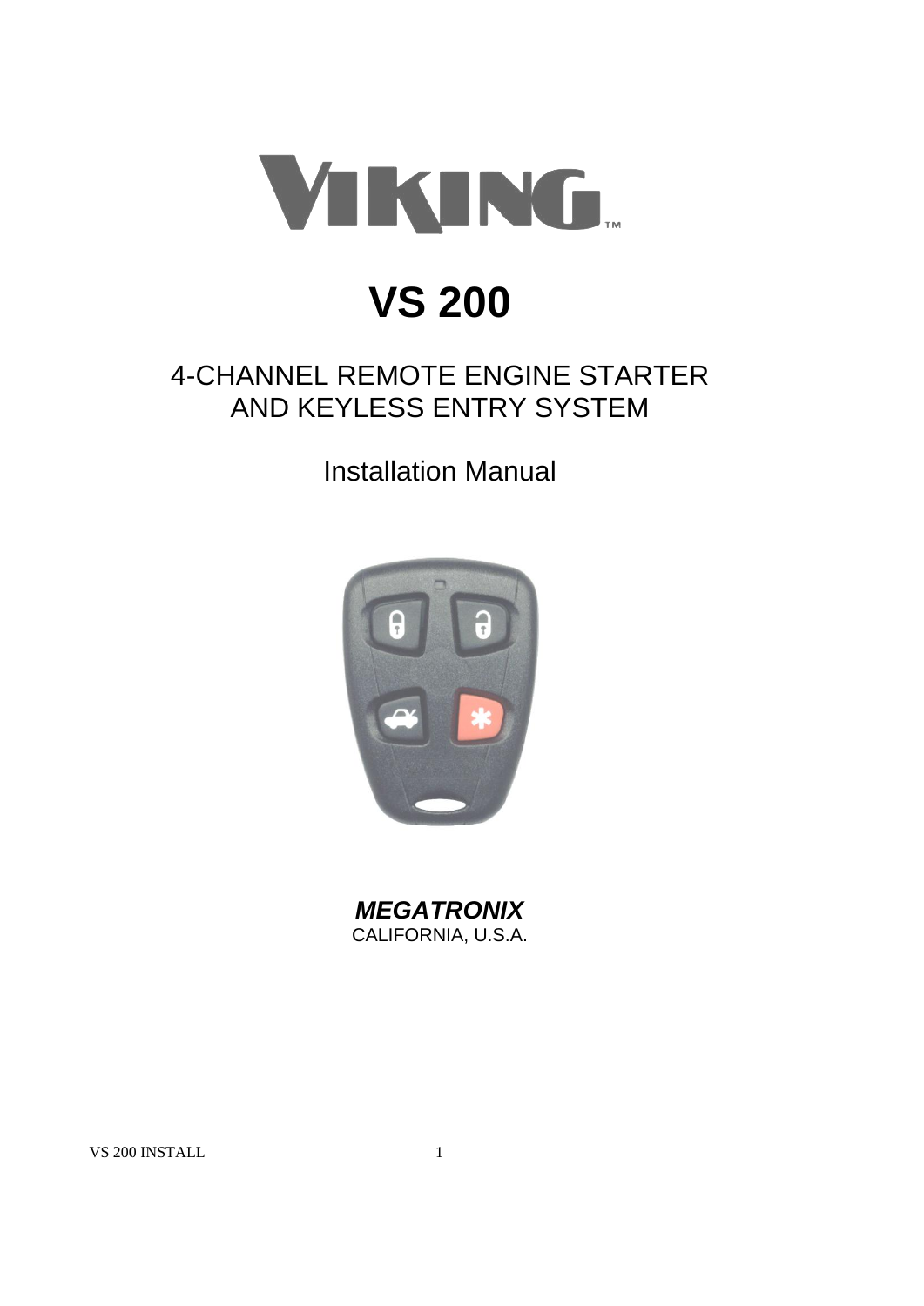VIKING™

# VS 200

## 4-CHANNEL REMOTE ENGINE STARTER AND KEYLESS ENTRY SYSTEM

Installation Manual

***MEGATRONIX***
CALIFORNIA, U.S.A.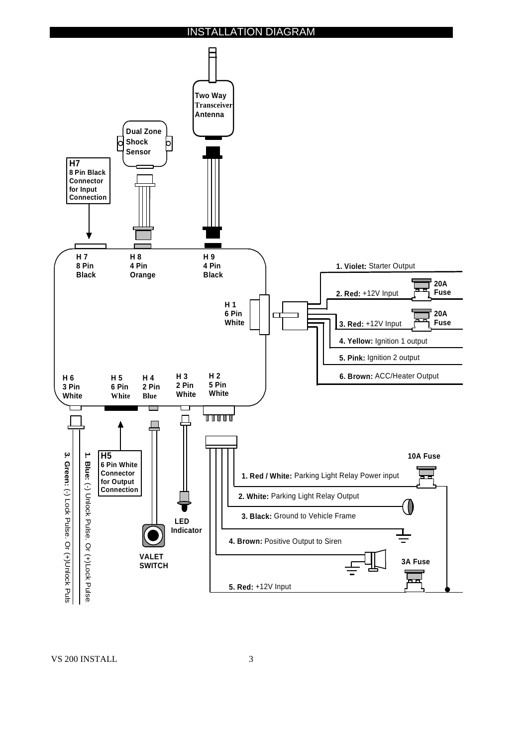# INSTALLATION DIAGRAM

Two Way Transceiver Antenna

Dual Zone Shock Sensor

**H7**
8 Pin Black Connector for Input Connection

H 7
8 Pin
Black

H 8
4 Pin
Orange

H 9
4 Pin
Black

H 1
6 Pin
White

1. **Violet:** Starter Output
2. **Red:** +12V Input — 20A Fuse
3. **Red:** +12V Input — 20A Fuse
4. **Yellow:** Ignition 1 output
5. **Pink:** Ignition 2 output
6. **Brown:** ACC/Heater Output

H 6
3 Pin
White

H 5
6 Pin
White

H 4
2 Pin
Blue

H 3
2 Pin
White

H 2
5 Pin
White

**H5**
6 Pin White Connector for Output Connection

1. **Blue:** (-) Unlock Pulse. Or (+)Lock Pulse

3. **Green:** (-) Lock Pulse. Or (+)Unlock Puls

VALET SWITCH

LED Indicator

10A Fuse

1. **Red / White:** Parking Light Relay Power input
2. **White:** Parking Light Relay Output
3. **Black:** Ground to Vehicle Frame
4. **Brown:** Positive Output to Siren
5. **Red:** +12V Input — 3A Fuse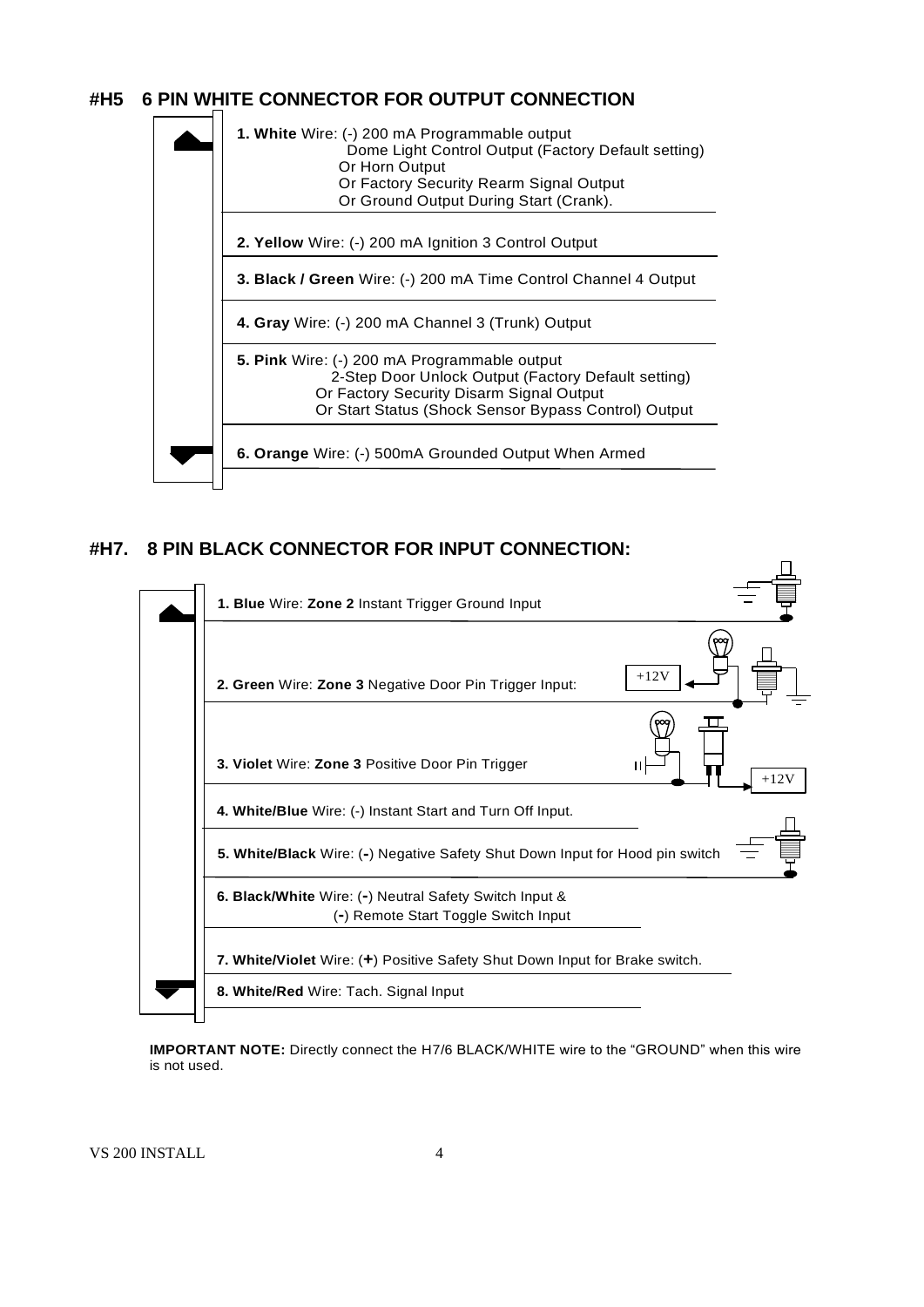## #H5 6 PIN WHITE CONNECTOR FOR OUTPUT CONNECTION

**1. White** Wire: (-) 200 mA Programmable output
Dome Light Control Output (Factory Default setting)
Or Horn Output
Or Factory Security Rearm Signal Output
Or Ground Output During Start (Crank).

**2. Yellow** Wire: (-) 200 mA Ignition 3 Control Output

**3. Black / Green** Wire: (-) 200 mA Time Control Channel 4 Output

**4. Gray** Wire: (-) 200 mA Channel 3 (Trunk) Output

**5. Pink** Wire: (-) 200 mA Programmable output
2-Step Door Unlock Output (Factory Default setting)
Or Factory Security Disarm Signal Output
Or Start Status (Shock Sensor Bypass Control) Output

**6. Orange** Wire: (-) 500mA Grounded Output When Armed

## #H7. 8 PIN BLACK CONNECTOR FOR INPUT CONNECTION:

**1. Blue** Wire: **Zone 2** Instant Trigger Ground Input

**2. Green** Wire: **Zone 3** Negative Door Pin Trigger Input: +12V

**3. Violet** Wire: **Zone 3** Positive Door Pin Trigger +12V

**4. White/Blue** Wire: (-) Instant Start and Turn Off Input.

**5. White/Black** Wire: (**-**) Negative Safety Shut Down Input for Hood pin switch

**6. Black/White** Wire: (**-**) Neutral Safety Switch Input &
(**-**) Remote Start Toggle Switch Input

**7. White/Violet** Wire: (**+**) Positive Safety Shut Down Input for Brake switch.

**8. White/Red** Wire: Tach. Signal Input

**IMPORTANT NOTE:** Directly connect the H7/6 BLACK/WHITE wire to the "GROUND" when this wire is not used.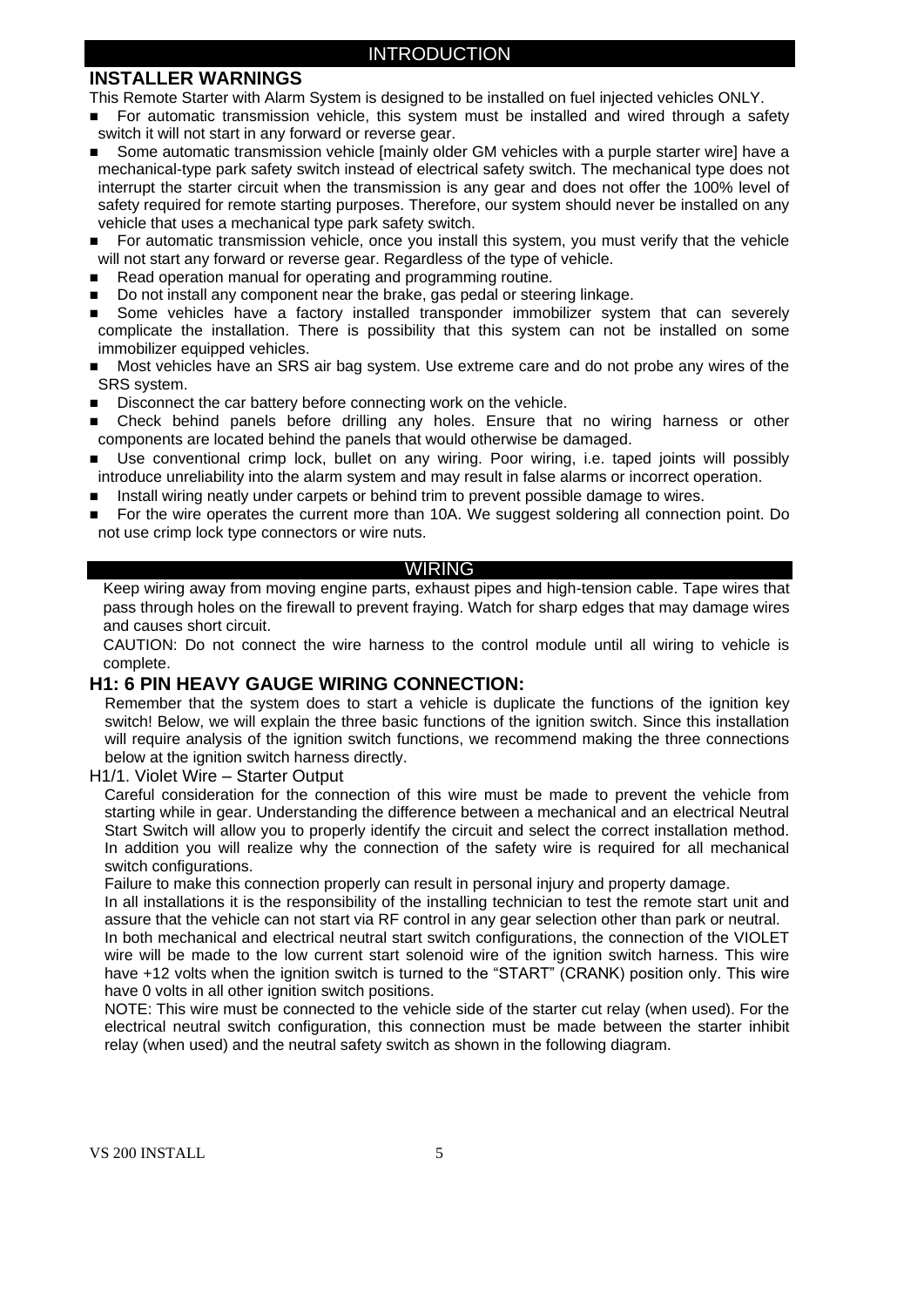## INTRODUCTION

### INSTALLER WARNINGS

This Remote Starter with Alarm System is designed to be installed on fuel injected vehicles ONLY.

- For automatic transmission vehicle, this system must be installed and wired through a safety switch it will not start in any forward or reverse gear.
- Some automatic transmission vehicle [mainly older GM vehicles with a purple starter wire] have a mechanical-type park safety switch instead of electrical safety switch. The mechanical type does not interrupt the starter circuit when the transmission is any gear and does not offer the 100% level of safety required for remote starting purposes. Therefore, our system should never be installed on any vehicle that uses a mechanical type park safety switch.
- For automatic transmission vehicle, once you install this system, you must verify that the vehicle will not start any forward or reverse gear. Regardless of the type of vehicle.
- Read operation manual for operating and programming routine.
- Do not install any component near the brake, gas pedal or steering linkage.
- Some vehicles have a factory installed transponder immobilizer system that can severely complicate the installation. There is possibility that this system can not be installed on some immobilizer equipped vehicles.
- Most vehicles have an SRS air bag system. Use extreme care and do not probe any wires of the SRS system.
- Disconnect the car battery before connecting work on the vehicle.
- Check behind panels before drilling any holes. Ensure that no wiring harness or other components are located behind the panels that would otherwise be damaged.
- Use conventional crimp lock, bullet on any wiring. Poor wiring, i.e. taped joints will possibly introduce unreliability into the alarm system and may result in false alarms or incorrect operation.
- Install wiring neatly under carpets or behind trim to prevent possible damage to wires.
- For the wire operates the current more than 10A. We suggest soldering all connection point. Do not use crimp lock type connectors or wire nuts.

## WIRING

Keep wiring away from moving engine parts, exhaust pipes and high-tension cable. Tape wires that pass through holes on the firewall to prevent fraying. Watch for sharp edges that may damage wires and causes short circuit.

CAUTION: Do not connect the wire harness to the control module until all wiring to vehicle is complete.

### H1: 6 PIN HEAVY GAUGE WIRING CONNECTION:

Remember that the system does to start a vehicle is duplicate the functions of the ignition key switch! Below, we will explain the three basic functions of the ignition switch. Since this installation will require analysis of the ignition switch functions, we recommend making the three connections below at the ignition switch harness directly.

H1/1. Violet Wire – Starter Output

Careful consideration for the connection of this wire must be made to prevent the vehicle from starting while in gear. Understanding the difference between a mechanical and an electrical Neutral Start Switch will allow you to properly identify the circuit and select the correct installation method. In addition you will realize why the connection of the safety wire is required for all mechanical switch configurations.

Failure to make this connection properly can result in personal injury and property damage.

In all installations it is the responsibility of the installing technician to test the remote start unit and assure that the vehicle can not start via RF control in any gear selection other than park or neutral.

In both mechanical and electrical neutral start switch configurations, the connection of the VIOLET wire will be made to the low current start solenoid wire of the ignition switch harness. This wire have +12 volts when the ignition switch is turned to the "START" (CRANK) position only. This wire have 0 volts in all other ignition switch positions.

NOTE: This wire must be connected to the vehicle side of the starter cut relay (when used). For the electrical neutral switch configuration, this connection must be made between the starter inhibit relay (when used) and the neutral safety switch as shown in the following diagram.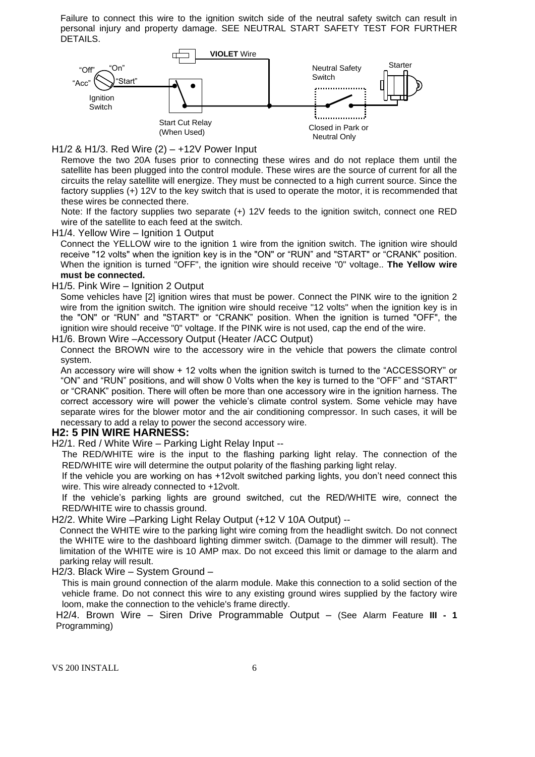Failure to connect this wire to the ignition switch side of the neutral safety switch can result in personal injury and property damage. SEE NEUTRAL START SAFETY TEST FOR FURTHER DETAILS.

**VIOLET** Wire

"Off" "On" "Acc" "Start" Ignition Switch

Start Cut Relay (When Used)

Neutral Safety Switch

Starter

Closed in Park or Neutral Only

H1/2 & H1/3. Red Wire (2) – +12V Power Input

Remove the two 20A fuses prior to connecting these wires and do not replace them until the satellite has been plugged into the control module. These wires are the source of current for all the circuits the relay satellite will energize. They must be connected to a high current source. Since the factory supplies (+) 12V to the key switch that is used to operate the motor, it is recommended that these wires be connected there.

Note: If the factory supplies two separate (+) 12V feeds to the ignition switch, connect one RED wire of the satellite to each feed at the switch.

H1/4. Yellow Wire – Ignition 1 Output

Connect the YELLOW wire to the ignition 1 wire from the ignition switch. The ignition wire should receive "12 volts" when the ignition key is in the "ON" or "RUN" and "START" or "CRANK" position. When the ignition is turned "OFF", the ignition wire should receive "0" voltage.. **The Yellow wire must be connected.**

H1/5. Pink Wire – Ignition 2 Output

Some vehicles have [2] ignition wires that must be power. Connect the PINK wire to the ignition 2 wire from the ignition switch. The ignition wire should receive "12 volts" when the ignition key is in the "ON" or "RUN" and "START" or "CRANK" position. When the ignition is turned "OFF", the ignition wire should receive "0" voltage. If the PINK wire is not used, cap the end of the wire.

H1/6. Brown Wire –Accessory Output (Heater /ACC Output)

Connect the BROWN wire to the accessory wire in the vehicle that powers the climate control system.

An accessory wire will show + 12 volts when the ignition switch is turned to the "ACCESSORY" or "ON" and "RUN" positions, and will show 0 Volts when the key is turned to the "OFF" and "START" or "CRANK" position. There will often be more than one accessory wire in the ignition harness. The correct accessory wire will power the vehicle's climate control system. Some vehicle may have separate wires for the blower motor and the air conditioning compressor. In such cases, it will be necessary to add a relay to power the second accessory wire.

## H2: 5 PIN WIRE HARNESS:

H2/1. Red / White Wire – Parking Light Relay Input --

The RED/WHITE wire is the input to the flashing parking light relay. The connection of the RED/WHITE wire will determine the output polarity of the flashing parking light relay.

If the vehicle you are working on has +12volt switched parking lights, you don't need connect this wire. This wire already connected to +12volt.

If the vehicle's parking lights are ground switched, cut the RED/WHITE wire, connect the RED/WHITE wire to chassis ground.

H2/2. White Wire –Parking Light Relay Output (+12 V 10A Output) --

Connect the WHITE wire to the parking light wire coming from the headlight switch. Do not connect the WHITE wire to the dashboard lighting dimmer switch. (Damage to the dimmer will result). The limitation of the WHITE wire is 10 AMP max. Do not exceed this limit or damage to the alarm and parking relay will result.

H2/3. Black Wire – System Ground –

This is main ground connection of the alarm module. Make this connection to a solid section of the vehicle frame. Do not connect this wire to any existing ground wires supplied by the factory wire loom, make the connection to the vehicle's frame directly.

H2/4. Brown Wire – Siren Drive Programmable Output – (See Alarm Feature **III - 1** Programming)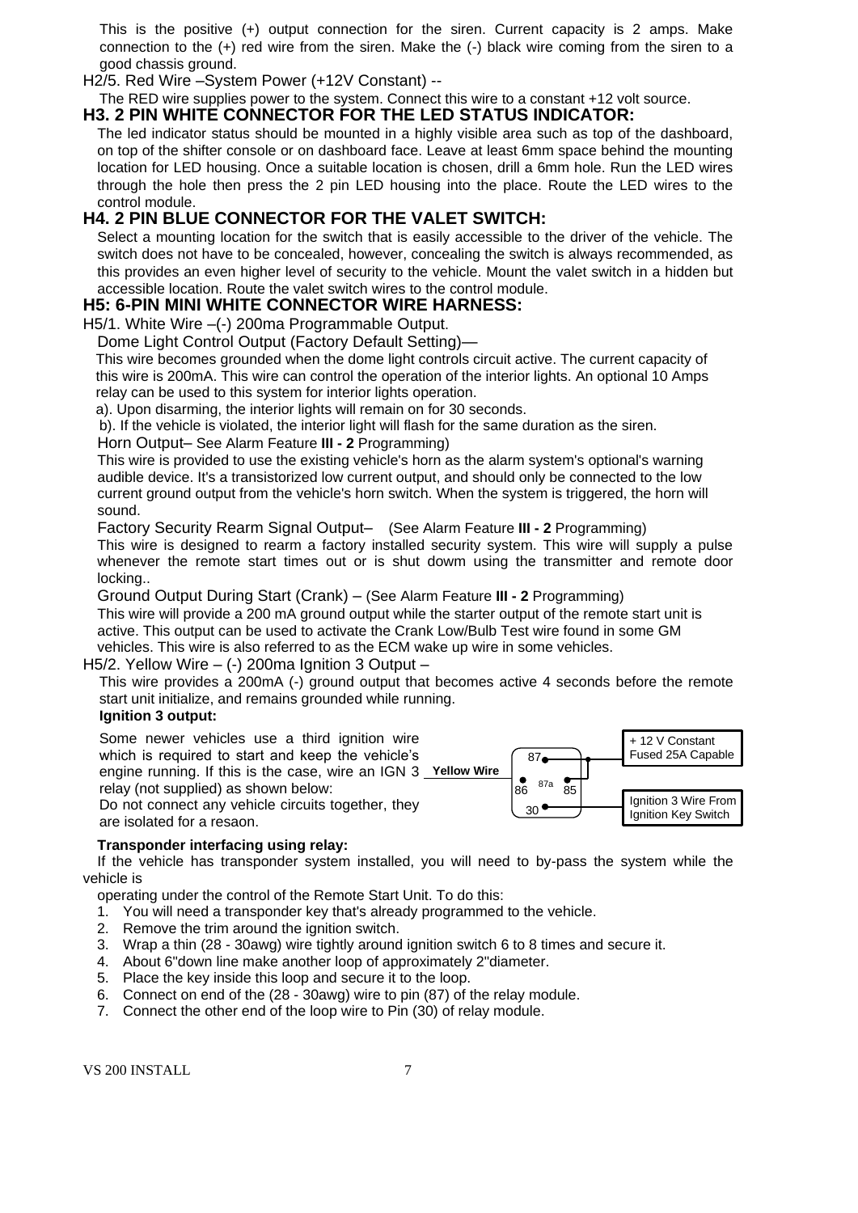This is the positive (+) output connection for the siren. Current capacity is 2 amps. Make connection to the (+) red wire from the siren. Make the (-) black wire coming from the siren to a good chassis ground.

H2/5. Red Wire –System Power (+12V Constant) --

The RED wire supplies power to the system. Connect this wire to a constant +12 volt source.

## H3. 2 PIN WHITE CONNECTOR FOR THE LED STATUS INDICATOR:

The led indicator status should be mounted in a highly visible area such as top of the dashboard, on top of the shifter console or on dashboard face. Leave at least 6mm space behind the mounting location for LED housing. Once a suitable location is chosen, drill a 6mm hole. Run the LED wires through the hole then press the 2 pin LED housing into the place. Route the LED wires to the control module.

## H4. 2 PIN BLUE CONNECTOR FOR THE VALET SWITCH:

Select a mounting location for the switch that is easily accessible to the driver of the vehicle. The switch does not have to be concealed, however, concealing the switch is always recommended, as this provides an even higher level of security to the vehicle. Mount the valet switch in a hidden but accessible location. Route the valet switch wires to the control module.

## H5: 6-PIN MINI WHITE CONNECTOR WIRE HARNESS:

H5/1. White Wire –(-) 200ma Programmable Output.

Dome Light Control Output (Factory Default Setting)—

This wire becomes grounded when the dome light controls circuit active. The current capacity of this wire is 200mA. This wire can control the operation of the interior lights. An optional 10 Amps relay can be used to this system for interior lights operation.

a). Upon disarming, the interior lights will remain on for 30 seconds.

b). If the vehicle is violated, the interior light will flash for the same duration as the siren.

Horn Output– See Alarm Feature **III - 2** Programming)

This wire is provided to use the existing vehicle's horn as the alarm system's optional's warning audible device. It's a transistorized low current output, and should only be connected to the low current ground output from the vehicle's horn switch. When the system is triggered, the horn will sound.

Factory Security Rearm Signal Output– (See Alarm Feature **III - 2** Programming)

This wire is designed to rearm a factory installed security system. This wire will supply a pulse whenever the remote start times out or is shut dowm using the transmitter and remote door locking..

Ground Output During Start (Crank) – (See Alarm Feature **III - 2** Programming)

This wire will provide a 200 mA ground output while the starter output of the remote start unit is active. This output can be used to activate the Crank Low/Bulb Test wire found in some GM vehicles. This wire is also referred to as the ECM wake up wire in some vehicles.

H5/2. Yellow Wire – (-) 200ma Ignition 3 Output –

This wire provides a 200mA (-) ground output that becomes active 4 seconds before the remote start unit initialize, and remains grounded while running.

**Ignition 3 output:**

Some newer vehicles use a third ignition wire which is required to start and keep the vehicle's engine running. If this is the case, wire an IGN 3 relay (not supplied) as shown below:

Do not connect any vehicle circuits together, they are isolated for a resaon.

Yellow Wire — 86 / 87 / 87a / 85 / 30 — + 12 V Constant Fused 25A Capable — Ignition 3 Wire From Ignition Key Switch

**Transponder interfacing using relay:**

If the vehicle has transponder system installed, you will need to by-pass the system while the vehicle is operating under the control of the Remote Start Unit. To do this:

1. You will need a transponder key that's already programmed to the vehicle.
2. Remove the trim around the ignition switch.
3. Wrap a thin (28 - 30awg) wire tightly around ignition switch 6 to 8 times and secure it.
4. About 6"down line make another loop of approximately 2"diameter.
5. Place the key inside this loop and secure it to the loop.
6. Connect on end of the (28 - 30awg) wire to pin (87) of the relay module.
7. Connect the other end of the loop wire to Pin (30) of relay module.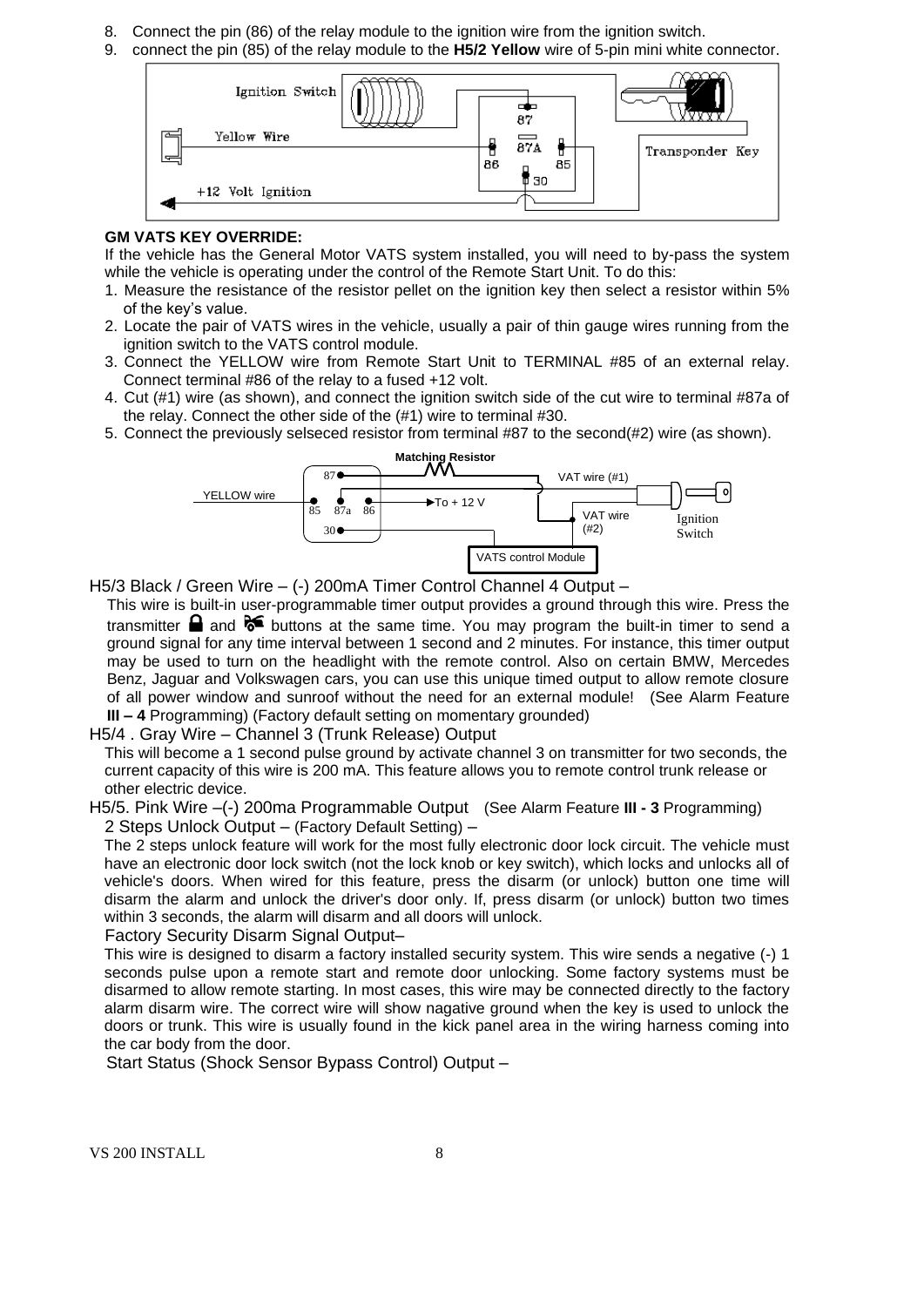8. Connect the pin (86) of the relay module to the ignition wire from the ignition switch.
9. connect the pin (85) of the relay module to the **H5/2 Yellow** wire of 5-pin mini white connector.

Ignition Switch

Yellow Wire

+12 Volt Ignition

87 87A 86 85 30

Transponder Key

**GM VATS KEY OVERRIDE:**

If the vehicle has the General Motor VATS system installed, you will need to by-pass the system while the vehicle is operating under the control of the Remote Start Unit. To do this:

1. Measure the resistance of the resistor pellet on the ignition key then select a resistor within 5% of the key's value.
2. Locate the pair of VATS wires in the vehicle, usually a pair of thin gauge wires running from the ignition switch to the VATS control module.
3. Connect the YELLOW wire from Remote Start Unit to TERMINAL #85 of an external relay. Connect terminal #86 of the relay to a fused +12 volt.
4. Cut (#1) wire (as shown), and connect the ignition switch side of the cut wire to terminal #87a of the relay. Connect the other side of the (#1) wire to terminal #30.
5. Connect the previously selseced resistor from terminal #87 to the second(#2) wire (as shown).

**Matching Resistor**

87 85 87a 86 30

YELLOW wire

To + 12 V

VAT wire (#1)

VAT wire (#2)

Ignition Switch

VATS control Module

H5/3 Black / Green Wire – (-) 200mA Timer Control Channel 4 Output –

This wire is built-in user-programmable timer output provides a ground through this wire. Press the transmitter 🔒 and 🚘 buttons at the same time. You may program the built-in timer to send a ground signal for any time interval between 1 second and 2 minutes. For instance, this timer output may be used to turn on the headlight with the remote control. Also on certain BMW, Mercedes Benz, Jaguar and Volkswagen cars, you can use this unique timed output to allow remote closure of all power window and sunroof without the need for an external module! (See Alarm Feature **III – 4** Programming) (Factory default setting on momentary grounded)

H5/4 . Gray Wire – Channel 3 (Trunk Release) Output

This will become a 1 second pulse ground by activate channel 3 on transmitter for two seconds, the current capacity of this wire is 200 mA. This feature allows you to remote control trunk release or other electric device.

H5/5. Pink Wire –(-) 200ma Programmable Output (See Alarm Feature **III - 3** Programming)

2 Steps Unlock Output – (Factory Default Setting) –

The 2 steps unlock feature will work for the most fully electronic door lock circuit. The vehicle must have an electronic door lock switch (not the lock knob or key switch), which locks and unlocks all of vehicle's doors. When wired for this feature, press the disarm (or unlock) button one time will disarm the alarm and unlock the driver's door only. If, press disarm (or unlock) button two times within 3 seconds, the alarm will disarm and all doors will unlock.

Factory Security Disarm Signal Output–

This wire is designed to disarm a factory installed security system. This wire sends a negative (-) 1 seconds pulse upon a remote start and remote door unlocking. Some factory systems must be disarmed to allow remote starting. In most cases, this wire may be connected directly to the factory alarm disarm wire. The correct wire will show nagative ground when the key is used to unlock the doors or trunk. This wire is usually found in the kick panel area in the wiring harness coming into the car body from the door.

Start Status (Shock Sensor Bypass Control) Output –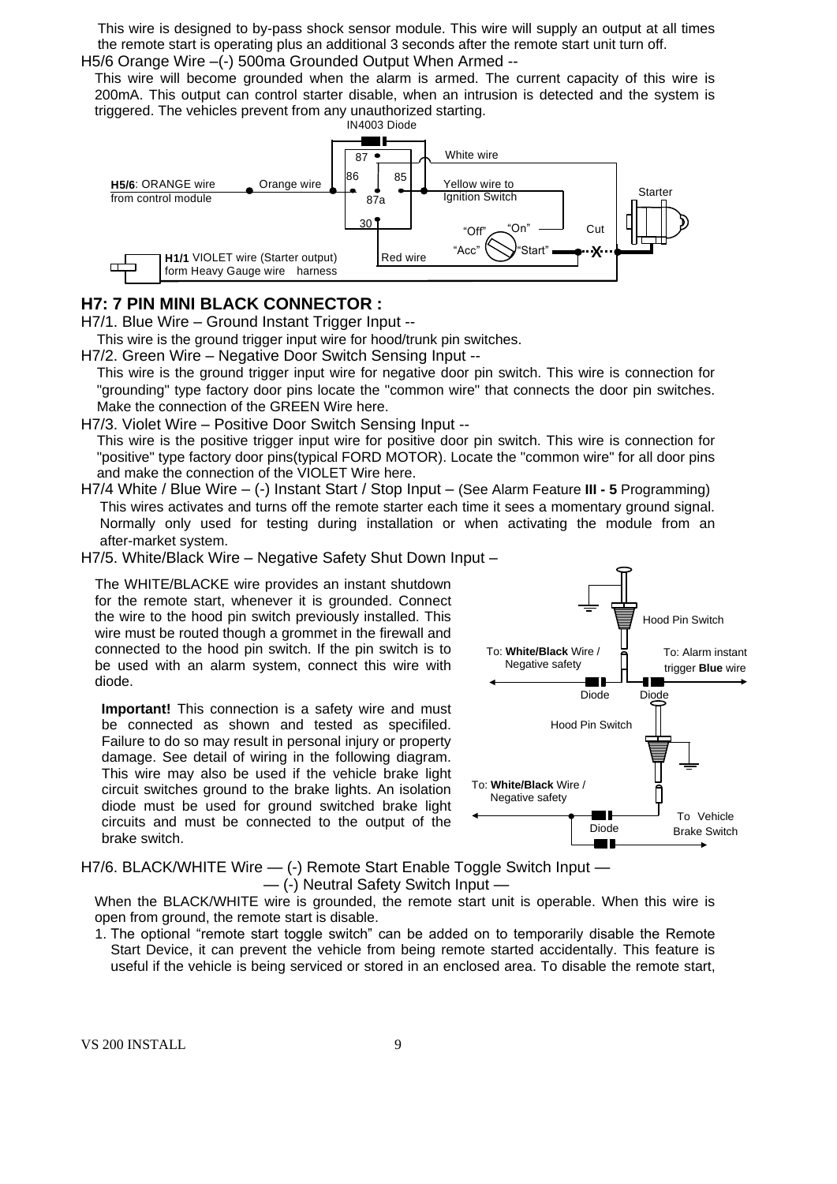This wire is designed to by-pass shock sensor module. This wire will supply an output at all times the remote start is operating plus an additional 3 seconds after the remote start unit turn off.

H5/6 Orange Wire –(-) 500ma Grounded Output When Armed --

This wire will become grounded when the alarm is armed. The current capacity of this wire is 200mA. This output can control starter disable, when an intrusion is detected and the system is triggered. The vehicles prevent from any unauthorized starting.

IN4003 Diode
87
White wire
86 85
H5/6: ORANGE wire from control module
Orange wire
Yellow wire to Ignition Switch
87a
Starter
30
"Off" "On"
Cut
"Acc" "Start"
H1/1 VIOLET wire (Starter output) form Heavy Gauge wire harness
Red wire

## H7: 7 PIN MINI BLACK CONNECTOR :

H7/1. Blue Wire – Ground Instant Trigger Input --

This wire is the ground trigger input wire for hood/trunk pin switches.

H7/2. Green Wire – Negative Door Switch Sensing Input --

This wire is the ground trigger input wire for negative door pin switch. This wire is connection for "grounding" type factory door pins locate the "common wire" that connects the door pin switches. Make the connection of the GREEN Wire here.

H7/3. Violet Wire – Positive Door Switch Sensing Input --

This wire is the positive trigger input wire for positive door pin switch. This wire is connection for "positive" type factory door pins(typical FORD MOTOR). Locate the "common wire" for all door pins and make the connection of the VIOLET Wire here.

H7/4 White / Blue Wire – (-) Instant Start / Stop Input – (See Alarm Feature **III - 5** Programming)

This wires activates and turns off the remote starter each time it sees a momentary ground signal. Normally only used for testing during installation or when activating the module from an after-market system.

H7/5. White/Black Wire – Negative Safety Shut Down Input –

The WHITE/BLACKE wire provides an instant shutdown for the remote start, whenever it is grounded. Connect the wire to the hood pin switch previously installed. This wire must be routed though a grommet in the firewall and connected to the hood pin switch. If the pin switch is to be used with an alarm system, connect this wire with diode.

**Important!** This connection is a safety wire and must be connected as shown and tested as specifiled. Failure to do so may result in personal injury or property damage. See detail of wiring in the following diagram. This wire may also be used if the vehicle brake light circuit switches ground to the brake lights. An isolation diode must be used for ground switched brake light circuits and must be connected to the output of the brake switch.

Hood Pin Switch
To: **White/Black** Wire / Negative safety
To: Alarm instant trigger **Blue** wire
Diode Diode
Hood Pin Switch
To: **White/Black** Wire / Negative safety
To Vehicle Brake Switch
Diode

H7/6. BLACK/WHITE Wire — (-) Remote Start Enable Toggle Switch Input —
— (-) Neutral Safety Switch Input —

When the BLACK/WHITE wire is grounded, the remote start unit is operable. When this wire is open from ground, the remote start is disable.

1. The optional "remote start toggle switch" can be added on to temporarily disable the Remote Start Device, it can prevent the vehicle from being remote started accidentally. This feature is useful if the vehicle is being serviced or stored in an enclosed area. To disable the remote start,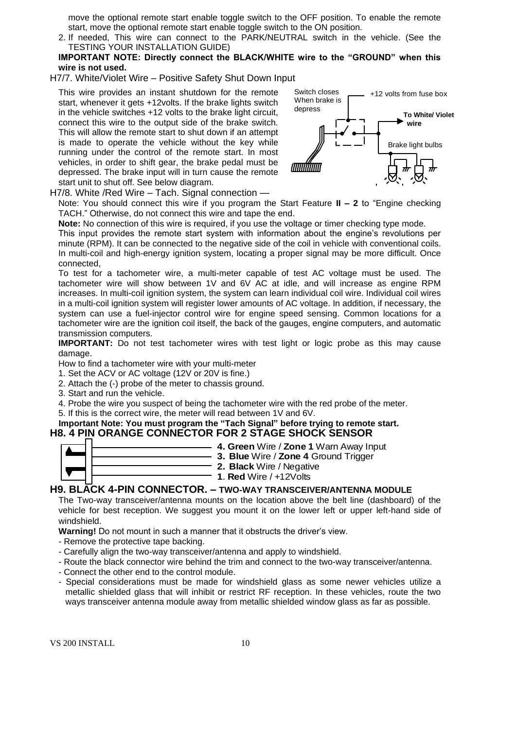move the optional remote start enable toggle switch to the OFF position. To enable the remote start, move the optional remote start enable toggle switch to the ON position.

2. If needed, This wire can connect to the PARK/NEUTRAL switch in the vehicle. (See the TESTING YOUR INSTALLATION GUIDE)

**IMPORTANT NOTE: Directly connect the BLACK/WHITE wire to the "GROUND" when this wire is not used.**

H7/7. White/Violet Wire – Positive Safety Shut Down Input

This wire provides an instant shutdown for the remote start, whenever it gets +12volts. If the brake lights switch in the vehicle switches +12 volts to the brake light circuit, connect this wire to the output side of the brake switch. This will allow the remote start to shut down if an attempt is made to operate the vehicle without the key while running under the control of the remote start. In most vehicles, in order to shift gear, the brake pedal must be depressed. The brake input will in turn cause the remote start unit to shut off. See below diagram.

Switch closes When brake is depress

+12 volts from fuse box

**To White/ Violet wire**

Brake light bulbs

H7/8. White /Red Wire – Tach. Signal connection —

Note: You should connect this wire if you program the Start Feature **II – 2** to "Engine checking TACH." Otherwise, do not connect this wire and tape the end.

**Note:** No connection of this wire is required, if you use the voltage or timer checking type mode.

This input provides the remote start system with information about the engine's revolutions per minute (RPM). It can be connected to the negative side of the coil in vehicle with conventional coils. In multi-coil and high-energy ignition system, locating a proper signal may be more difficult. Once connected,

To test for a tachometer wire, a multi-meter capable of test AC voltage must be used. The tachometer wire will show between 1V and 6V AC at idle, and will increase as engine RPM increases. In multi-coil ignition system, the system can learn individual coil wire. Individual coil wires in a multi-coil ignition system will register lower amounts of AC voltage. In addition, if necessary, the system can use a fuel-injector control wire for engine speed sensing. Common locations for a tachometer wire are the ignition coil itself, the back of the gauges, engine computers, and automatic transmission computers.

**IMPORTANT:** Do not test tachometer wires with test light or logic probe as this may cause damage.

How to find a tachometer wire with your multi-meter

1. Set the ACV or AC voltage (12V or 20V is fine.)
2. Attach the (-) probe of the meter to chassis ground.
3. Start and run the vehicle.
4. Probe the wire you suspect of being the tachometer wire with the red probe of the meter.
5. If this is the correct wire, the meter will read between 1V and 6V.

**Important Note: You must program the "Tach Signal" before trying to remote start.**

## H8. 4 PIN ORANGE CONNECTOR FOR 2 STAGE SHOCK SENSOR

- **4. Green** Wire / **Zone 1** Warn Away Input
- **3. Blue** Wire / **Zone 4** Ground Trigger
- **2. Black** Wire / Negative
- **1. Red** Wire / +12Volts

## H9. BLACK 4-PIN CONNECTOR. – TWO-WAY TRANSCEIVER/ANTENNA MODULE

The Two-way transceiver/antenna mounts on the location above the belt line (dashboard) of the vehicle for best reception. We suggest you mount it on the lower left or upper left-hand side of windshield.

**Warning!** Do not mount in such a manner that it obstructs the driver's view.

- Remove the protective tape backing.
- Carefully align the two-way transceiver/antenna and apply to windshield.
- Route the black connector wire behind the trim and connect to the two-way transceiver/antenna.
- Connect the other end to the control module.
- Special considerations must be made for windshield glass as some newer vehicles utilize a metallic shielded glass that will inhibit or restrict RF reception. In these vehicles, route the two ways transceiver antenna module away from metallic shielded window glass as far as possible.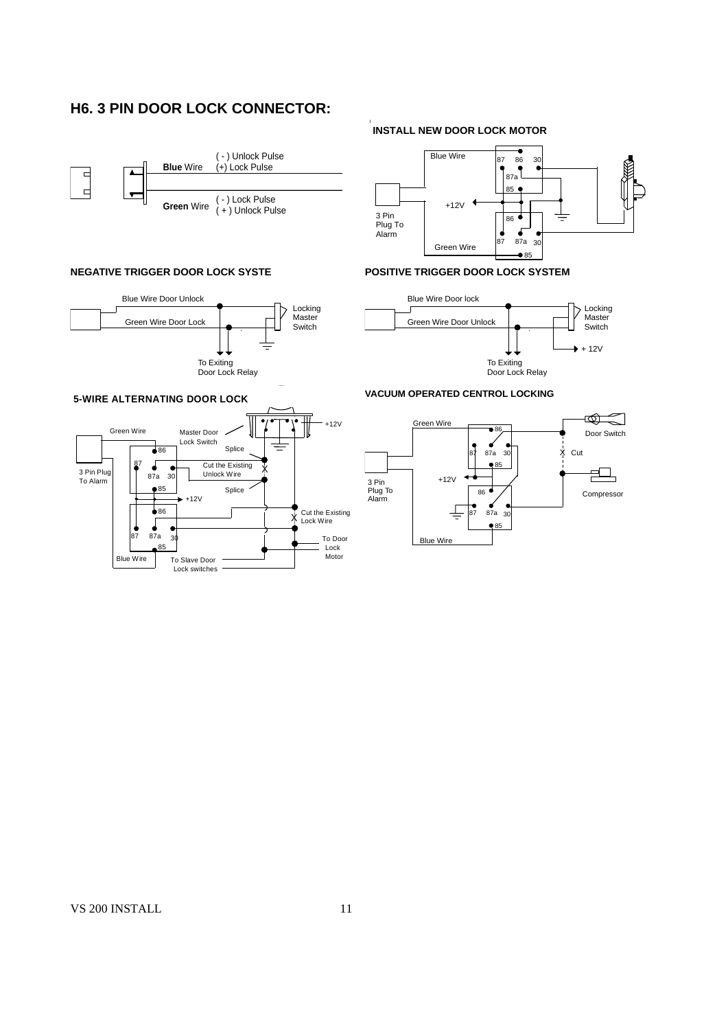## H6. 3 PIN DOOR LOCK CONNECTOR:

**Blue** Wire ( - ) Unlock Pulse (+) Lock Pulse

**Green** Wire ( - ) Lock Pulse ( + ) Unlock Pulse

**INSTALL NEW DOOR LOCK MOTOR**

Blue Wire, 87, 86, 30, 87a, 85, +12V, 3 Pin Plug To Alarm, 86, 87, 87a, 30, Green Wire, 85

**NEGATIVE TRIGGER DOOR LOCK SYSTE**

Blue Wire Door Unlock, Green Wire Door Lock, Locking Master Switch, To Exiting Door Lock Relay

**POSITIVE TRIGGER DOOR LOCK SYSTEM**

Blue Wire Door lock, Green Wire Door Unlock, Locking Master Switch, + 12V, To Exiting Door Lock Relay

**5-WIRE ALTERNATING DOOR LOCK**

Green Wire, Master Door Lock Switch, +12V, 86, Splice, 87, Cut the Existing Unlock Wire, 3 Pin Plug To Alarm, 87a, 30, 85, Splice, +12V, 86, Cut the Existing Lock Wire, 87, 87a, 30, 85, To Door Lock Motor, Blue Wire, To Slave Door Lock switches

**VACUUM OPERATED CENTROL LOCKING**

Green Wire, 86, Door Switch, 87, 87a, 30, Cut, 85, +12V, 3 Pin Plug To Alarm, 86, Compressor, 87, 87a, 30, 85, Blue Wire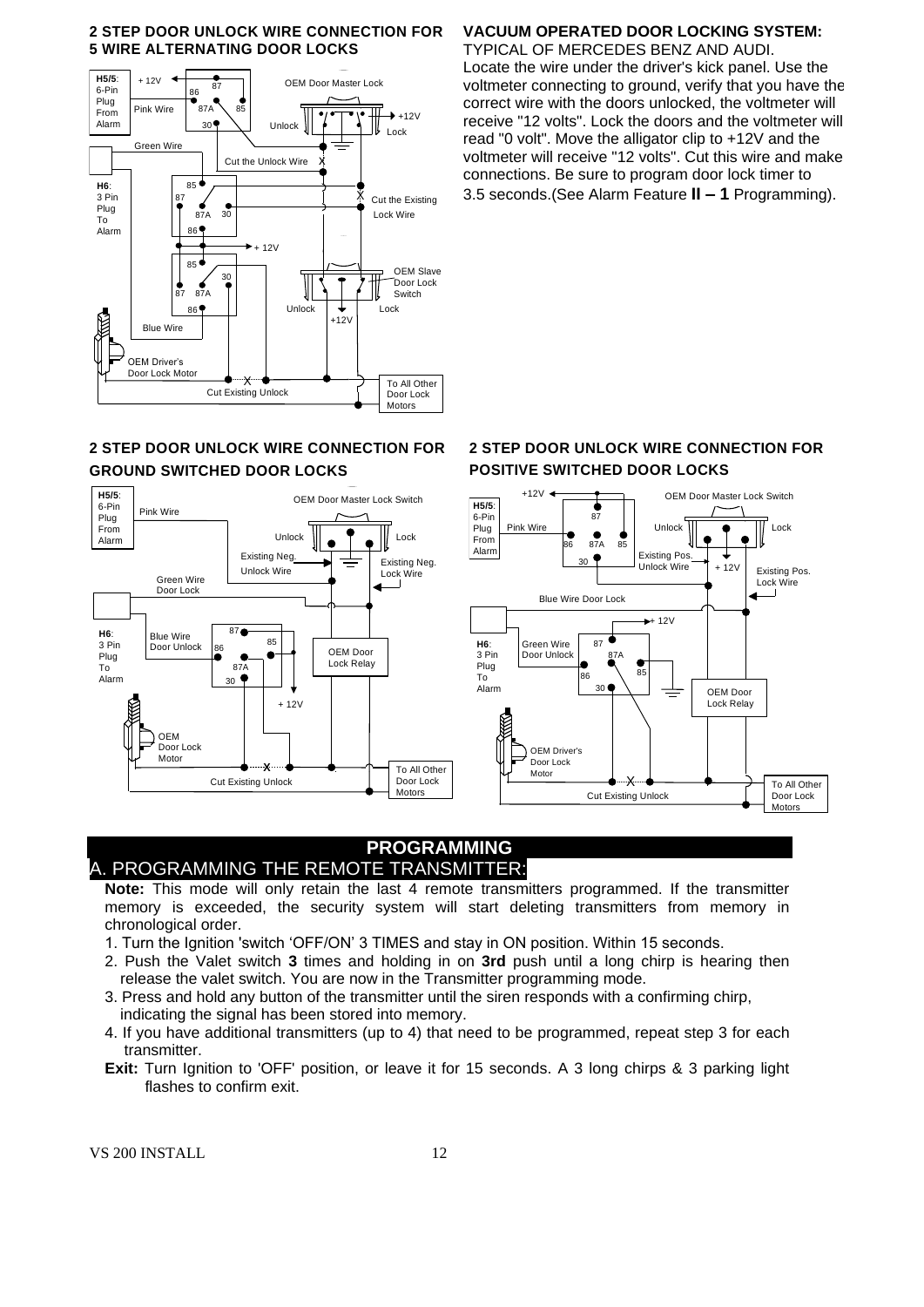## 2 STEP DOOR UNLOCK WIRE CONNECTION FOR 5 WIRE ALTERNATING DOOR LOCKS

## VACUUM OPERATED DOOR LOCKING SYSTEM:

TYPICAL OF MERCEDES BENZ AND AUDI.

Locate the wire under the driver's kick panel. Use the voltmeter connecting to ground, verify that you have the correct wire with the doors unlocked, the voltmeter will receive "12 volts". Lock the doors and the voltmeter will read "0 volt". Move the alligator clip to +12V and the voltmeter will receive "12 volts". Cut this wire and make connections. Be sure to program door lock timer to 3.5 seconds.(See Alarm Feature **II – 1** Programming).

## 2 STEP DOOR UNLOCK WIRE CONNECTION FOR GROUND SWITCHED DOOR LOCKS

## 2 STEP DOOR UNLOCK WIRE CONNECTION FOR POSITIVE SWITCHED DOOR LOCKS

# PROGRAMMING

## A. PROGRAMMING THE REMOTE TRANSMITTER:

**Note:** This mode will only retain the last 4 remote transmitters programmed. If the transmitter memory is exceeded, the security system will start deleting transmitters from memory in chronological order.

1. Turn the Ignition 'switch 'OFF/ON' 3 TIMES and stay in ON position. Within 15 seconds.
2. Push the Valet switch **3** times and holding in on **3rd** push until a long chirp is hearing then release the valet switch. You are now in the Transmitter programming mode.
3. Press and hold any button of the transmitter until the siren responds with a confirming chirp, indicating the signal has been stored into memory.
4. If you have additional transmitters (up to 4) that need to be programmed, repeat step 3 for each transmitter.

**Exit:** Turn Ignition to 'OFF' position, or leave it for 15 seconds. A 3 long chirps & 3 parking light flashes to confirm exit.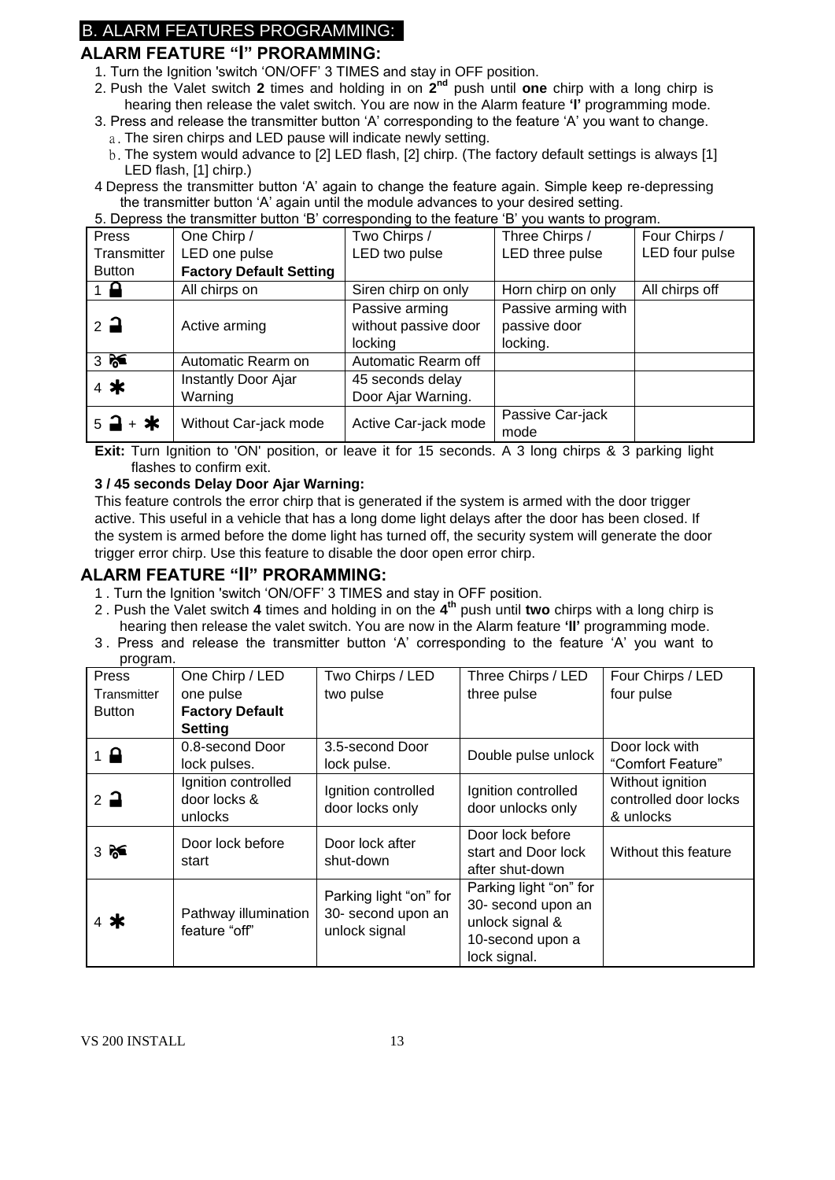## B. ALARM FEATURES PROGRAMMING:

### ALARM FEATURE "I" PRORAMMING:

1. Turn the Ignition 'switch 'ON/OFF' 3 TIMES and stay in OFF position.
2. Push the Valet switch **2** times and holding in on **2nd** push until **one** chirp with a long chirp is hearing then release the valet switch. You are now in the Alarm feature **'I'** programming mode.
3. Press and release the transmitter button 'A' corresponding to the feature 'A' you want to change.
   a. The siren chirps and LED pause will indicate newly setting.
   b. The system would advance to [2] LED flash, [2] chirp. (The factory default settings is always [1] LED flash, [1] chirp.)
4. Depress the transmitter button 'A' again to change the feature again. Simple keep re-depressing the transmitter button 'A' again until the module advances to your desired setting.
5. Depress the transmitter button 'B' corresponding to the feature 'B' you wants to program.

| Press Transmitter Button | One Chirp / LED one pulse **Factory Default Setting** | Two Chirps / LED two pulse | Three Chirps / LED three pulse | Four Chirps / LED four pulse |
|---|---|---|---|---|
| 1 🔒 | All chirps on | Siren chirp on only | Horn chirp on only | All chirps off |
| 2 🔓 | Active arming | Passive arming without passive door locking | Passive arming with passive door locking. | |
| 3 | Automatic Rearm on | Automatic Rearm off | | |
| 4 * | Instantly Door Ajar Warning | 45 seconds delay Door Ajar Warning. | | |
| 5 🔓 + * | Without Car-jack mode | Active Car-jack mode | Passive Car-jack mode | |

**Exit:** Turn Ignition to 'ON' position, or leave it for 15 seconds. A 3 long chirps & 3 parking light flashes to confirm exit.

**3 / 45 seconds Delay Door Ajar Warning:**

This feature controls the error chirp that is generated if the system is armed with the door trigger active. This useful in a vehicle that has a long dome light delays after the door has been closed. If the system is armed before the dome light has turned off, the security system will generate the door trigger error chirp. Use this feature to disable the door open error chirp.

### ALARM FEATURE "II" PRORAMMING:

1. Turn the Ignition 'switch 'ON/OFF' 3 TIMES and stay in OFF position.
2. Push the Valet switch **4** times and holding in on the **4th** push until **two** chirps with a long chirp is hearing then release the valet switch. You are now in the Alarm feature **'II'** programming mode.
3. Press and release the transmitter button 'A' corresponding to the feature 'A' you want to program.

| Press Transmitter Button | One Chirp / LED one pulse **Factory Default Setting** | Two Chirps / LED two pulse | Three Chirps / LED three pulse | Four Chirps / LED four pulse |
|---|---|---|---|---|
| 1 🔒 | 0.8-second Door lock pulses. | 3.5-second Door lock pulse. | Double pulse unlock | Door lock with "Comfort Feature" |
| 2 🔓 | Ignition controlled door locks & unlocks | Ignition controlled door locks only | Ignition controlled door unlocks only | Without ignition controlled door locks & unlocks |
| 3 | Door lock before start | Door lock after shut-down | Door lock before start and Door lock after shut-down | Without this feature |
| 4 * | Pathway illumination feature "off" | Parking light "on" for 30- second upon an unlock signal | Parking light "on" for 30- second upon an unlock signal & 10-second upon a lock signal. | |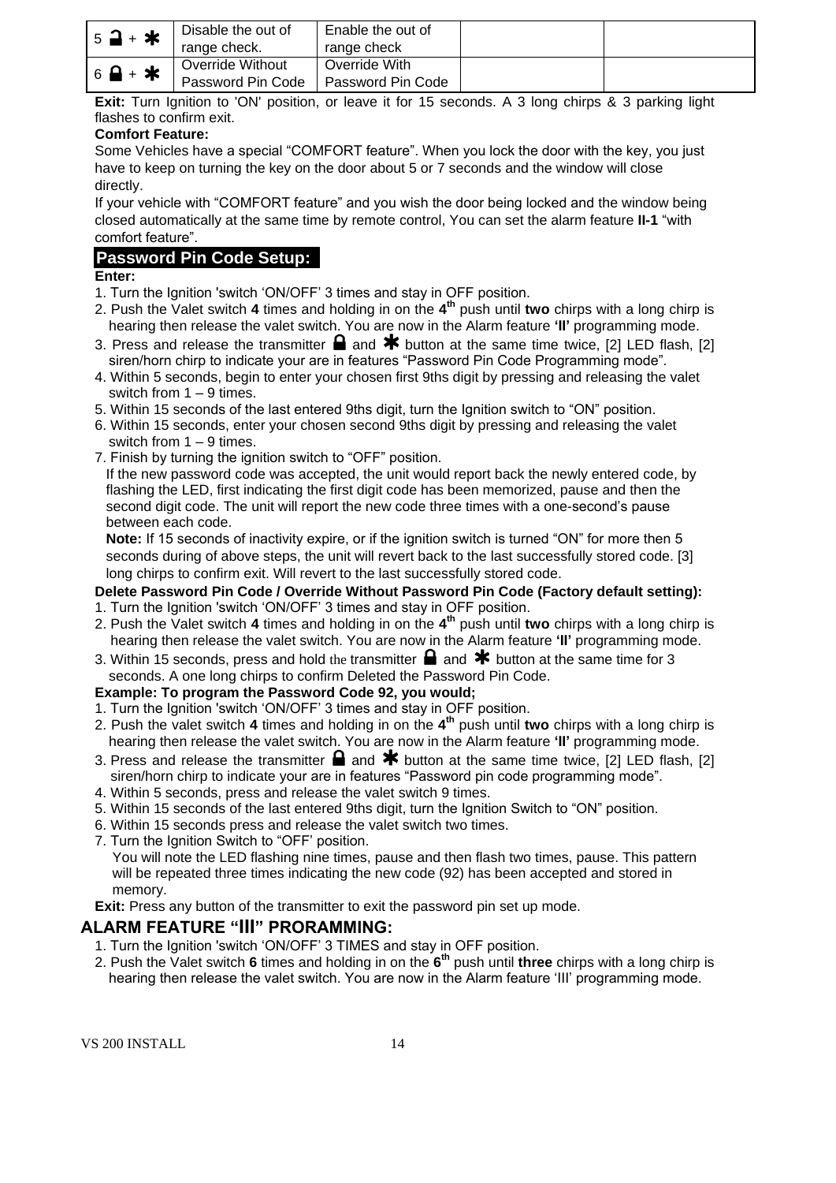| 5 🔓 + ✱ | Disable the out of range check. | Enable the out of range check | | |
|---|---|---|---|---|
| 6 🔒 + ✱ | Override Without Password Pin Code | Override With Password Pin Code | | |

**Exit:** Turn Ignition to 'ON' position, or leave it for 15 seconds. A 3 long chirps & 3 parking light flashes to confirm exit.

**Comfort Feature:**

Some Vehicles have a special "COMFORT feature". When you lock the door with the key, you just have to keep on turning the key on the door about 5 or 7 seconds and the window will close directly.

If your vehicle with "COMFORT feature" and you wish the door being locked and the window being closed automatically at the same time by remote control, You can set the alarm feature **II-1** "with comfort feature".

## Password Pin Code Setup:

**Enter:**

1. Turn the Ignition 'switch 'ON/OFF' 3 times and stay in OFF position.
2. Push the Valet switch **4** times and holding in on the **4th** push until **two** chirps with a long chirp is hearing then release the valet switch. You are now in the Alarm feature **'II'** programming mode.
3. Press and release the transmitter 🔒 and ✱ button at the same time twice, [2] LED flash, [2] siren/horn chirp to indicate your are in features "Password Pin Code Programming mode".
4. Within 5 seconds, begin to enter your chosen first 9ths digit by pressing and releasing the valet switch from 1 – 9 times.
5. Within 15 seconds of the last entered 9ths digit, turn the Ignition switch to "ON" position.
6. Within 15 seconds, enter your chosen second 9ths digit by pressing and releasing the valet switch from 1 – 9 times.
7. Finish by turning the ignition switch to "OFF" position.

   If the new password code was accepted, the unit would report back the newly entered code, by flashing the LED, first indicating the first digit code has been memorized, pause and then the second digit code. The unit will report the new code three times with a one-second's pause between each code.

   **Note:** If 15 seconds of inactivity expire, or if the ignition switch is turned "ON" for more then 5 seconds during of above steps, the unit will revert back to the last successfully stored code. [3] long chirps to confirm exit. Will revert to the last successfully stored code.

**Delete Password Pin Code / Override Without Password Pin Code (Factory default setting):**

1. Turn the Ignition 'switch 'ON/OFF' 3 times and stay in OFF position.
2. Push the Valet switch **4** times and holding in on the **4th** push until **two** chirps with a long chirp is hearing then release the valet switch. You are now in the Alarm feature **'II'** programming mode.
3. Within 15 seconds, press and hold the transmitter 🔒 and ✱ button at the same time for 3 seconds. A one long chirps to confirm Deleted the Password Pin Code.

**Example: To program the Password Code 92, you would;**

1. Turn the Ignition 'switch 'ON/OFF' 3 times and stay in OFF position.
2. Push the valet switch **4** times and holding in on the **4th** push until **two** chirps with a long chirp is hearing then release the valet switch. You are now in the Alarm feature **'II'** programming mode.
3. Press and release the transmitter 🔒 and ✱ button at the same time twice, [2] LED flash, [2] siren/horn chirp to indicate your are in features "Password pin code programming mode".
4. Within 5 seconds, press and release the valet switch 9 times.
5. Within 15 seconds of the last entered 9ths digit, turn the Ignition Switch to "ON" position.
6. Within 15 seconds press and release the valet switch two times.
7. Turn the Ignition Switch to "OFF' position.

   You will note the LED flashing nine times, pause and then flash two times, pause. This pattern will be repeated three times indicating the new code (92) has been accepted and stored in memory.

**Exit:** Press any button of the transmitter to exit the password pin set up mode.

## ALARM FEATURE "III" PRORAMMING:

1. Turn the Ignition 'switch 'ON/OFF' 3 TIMES and stay in OFF position.
2. Push the Valet switch **6** times and holding in on the **6th** push until **three** chirps with a long chirp is hearing then release the valet switch. You are now in the Alarm feature 'III' programming mode.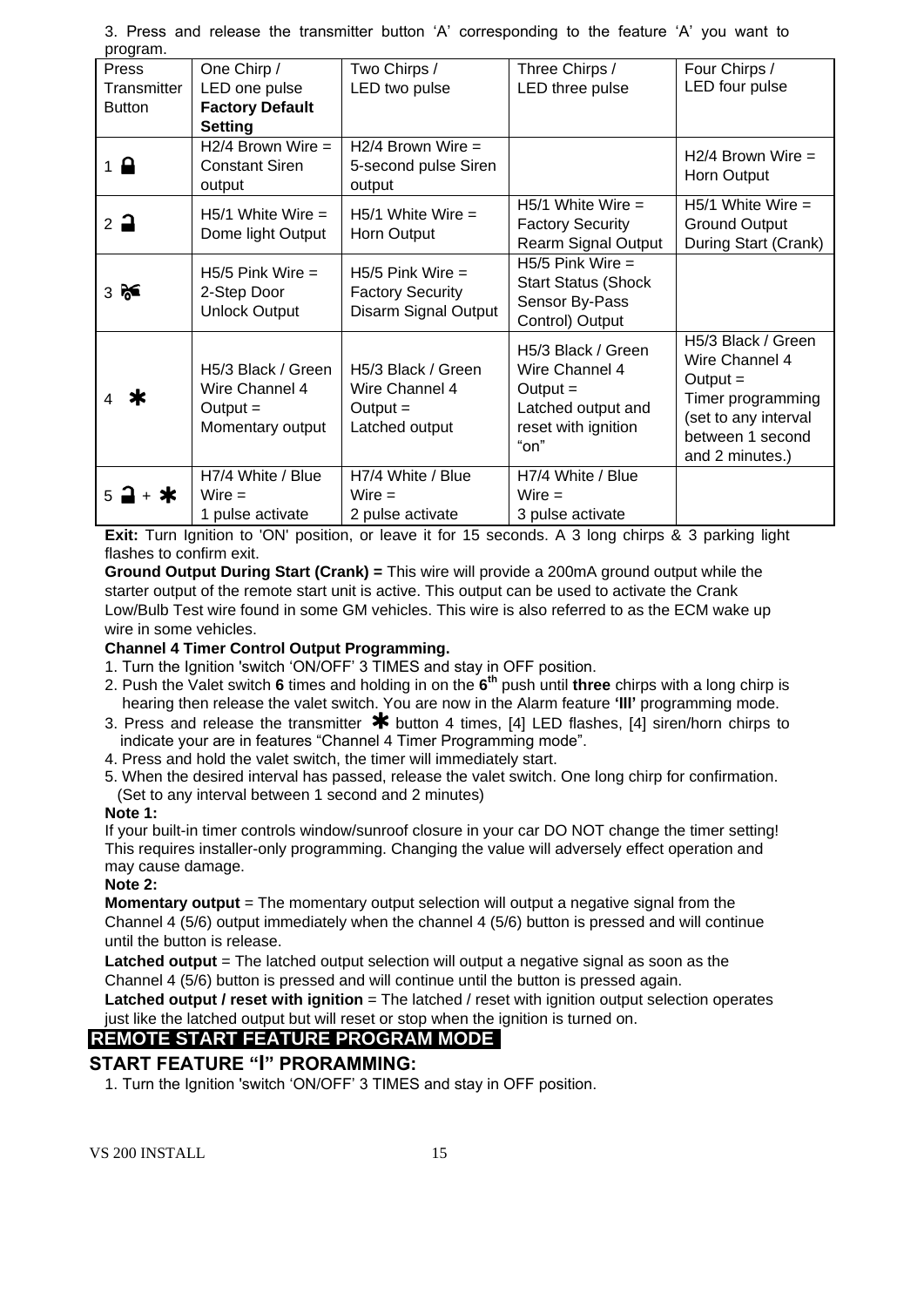3. Press and release the transmitter button ‘A’ corresponding to the feature ‘A’ you want to program.

| Press Transmitter Button | One Chirp / LED one pulse **Factory Default Setting** | Two Chirps / LED two pulse | Three Chirps / LED three pulse | Four Chirps / LED four pulse |
|---|---|---|---|---|
| 1 🔒 | H2/4 Brown Wire = Constant Siren output | H2/4 Brown Wire = 5-second pulse Siren output | | H2/4 Brown Wire = Horn Output |
| 2 🔓 | H5/1 White Wire = Dome light Output | H5/1 White Wire = Horn Output | H5/1 White Wire = Factory Security Rearm Signal Output | H5/1 White Wire = Ground Output During Start (Crank) |
| 3 | H5/5 Pink Wire = 2-Step Door Unlock Output | H5/5 Pink Wire = Factory Security Disarm Signal Output | H5/5 Pink Wire = Start Status (Shock Sensor By-Pass Control) Output | |
| 4 ✱ | H5/3 Black / Green Wire Channel 4 Output = Momentary output | H5/3 Black / Green Wire Channel 4 Output = Latched output | H5/3 Black / Green Wire Channel 4 Output = Latched output and reset with ignition “on” | H5/3 Black / Green Wire Channel 4 Output = Timer programming (set to any interval between 1 second and 2 minutes.) |
| 5 🔓 + ✱ | H7/4 White / Blue Wire = 1 pulse activate | H7/4 White / Blue Wire = 2 pulse activate | H7/4 White / Blue Wire = 3 pulse activate | |

**Exit:** Turn Ignition to 'ON' position, or leave it for 15 seconds. A 3 long chirps & 3 parking light flashes to confirm exit.

**Ground Output During Start (Crank) =** This wire will provide a 200mA ground output while the starter output of the remote start unit is active. This output can be used to activate the Crank Low/Bulb Test wire found in some GM vehicles. This wire is also referred to as the ECM wake up wire in some vehicles.

**Channel 4 Timer Control Output Programming.**

1. Turn the Ignition 'switch ‘ON/OFF’ 3 TIMES and stay in OFF position.
2. Push the Valet switch **6** times and holding in on the **6th** push until **three** chirps with a long chirp is hearing then release the valet switch. You are now in the Alarm feature **‘lll’** programming mode.
3. Press and release the transmitter ✱ button 4 times, [4] LED flashes, [4] siren/horn chirps to indicate your are in features “Channel 4 Timer Programming mode”.
4. Press and hold the valet switch, the timer will immediately start.
5. When the desired interval has passed, release the valet switch. One long chirp for confirmation. (Set to any interval between 1 second and 2 minutes)

**Note 1:**

If your built-in timer controls window/sunroof closure in your car DO NOT change the timer setting! This requires installer-only programming. Changing the value will adversely effect operation and may cause damage.

**Note 2:**

**Momentary output** = The momentary output selection will output a negative signal from the Channel 4 (5/6) output immediately when the channel 4 (5/6) button is pressed and will continue until the button is release.

**Latched output** = The latched output selection will output a negative signal as soon as the Channel 4 (5/6) button is pressed and will continue until the button is pressed again.

**Latched output / reset with ignition** = The latched / reset with ignition output selection operates just like the latched output but will reset or stop when the ignition is turned on.

## REMOTE START FEATURE PROGRAM MODE

### START FEATURE “I” PRORAMMING:

1. Turn the Ignition 'switch ‘ON/OFF’ 3 TIMES and stay in OFF position.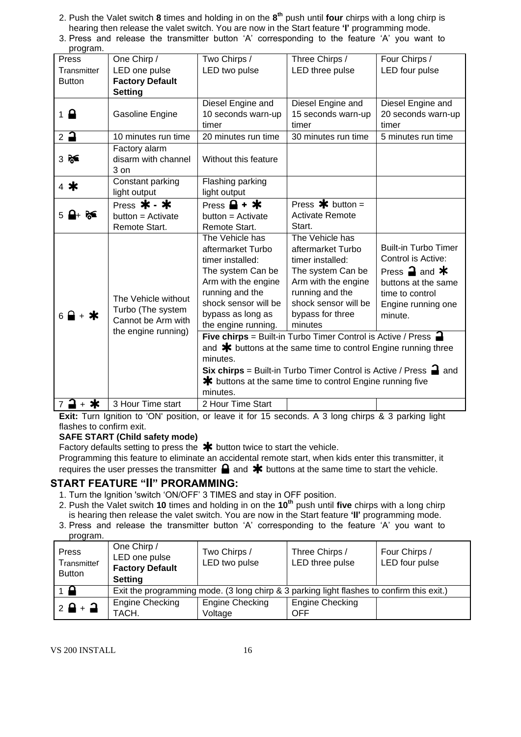2. Push the Valet switch **8** times and holding in on the **8th** push until **four** chirps with a long chirp is hearing then release the valet switch. You are now in the Start feature **'I'** programming mode.
3. Press and release the transmitter button 'A' corresponding to the feature 'A' you want to program.

| Press Transmitter Button | One Chirp / LED one pulse **Factory Default Setting** | Two Chirps / LED two pulse | Three Chirps / LED three pulse | Four Chirps / LED four pulse |
|---|---|---|---|---|
| 1 🔒 | Gasoline Engine | Diesel Engine and 10 seconds warn-up timer | Diesel Engine and 15 seconds warn-up timer | Diesel Engine and 20 seconds warn-up timer |
| 2 🔓 | 10 minutes run time | 20 minutes run time | 30 minutes run time | 5 minutes run time |
| 3 🚗 | Factory alarm disarm with channel 3 on | Without this feature | | |
| 4 ✱ | Constant parking light output | Flashing parking light output | | |
| 5 🔒+ 🚗 | Press ✱ - ✱ button = Activate Remote Start. | Press 🔒 + ✱ button = Activate Remote Start. | Press ✱ button = Activate Remote Start. | |
| 6 🔒 + ✱ | The Vehicle without Turbo (The system Cannot be Arm with the engine running) | The Vehicle has aftermarket Turbo timer installed: The system Can be Arm with the engine running and the shock sensor will be bypass as long as the engine running. | The Vehicle has aftermarket Turbo timer installed: The system Can be Arm with the engine running and the shock sensor will be bypass for three minutes | Built-in Turbo Timer Control is Active: Press 🔓 and ✱ buttons at the same time to control Engine running one minute. |
| | | **Five chirps** = Built-in Turbo Timer Control is Active / Press 🔓 and ✱ buttons at the same time to control Engine running three minutes. **Six chirps** = Built-in Turbo Timer Control is Active / Press 🔓 and ✱ buttons at the same time to control Engine running five minutes. | | |
| 7 🔓 + ✱ | 3 Hour Time start | 2 Hour Time Start | | |

**Exit:** Turn Ignition to 'ON' position, or leave it for 15 seconds. A 3 long chirps & 3 parking light flashes to confirm exit.

**SAFE START (Child safety mode)**

Factory defaults setting to press the ✱ button twice to start the vehicle.

Programming this feature to eliminate an accidental remote start, when kids enter this transmitter, it requires the user presses the transmitter 🔒 and ✱ buttons at the same time to start the vehicle.

## START FEATURE "II" PRORAMMING:

1. Turn the Ignition 'switch 'ON/OFF' 3 TIMES and stay in OFF position.
2. Push the Valet switch **10** times and holding in on the **10th** push until **five** chirps with a long chirp is hearing then release the valet switch. You are now in the Start feature **'II'** programming mode.
3. Press and release the transmitter button 'A' corresponding to the feature 'A' you want to program.

| Press Transmitter Button | One Chirp / LED one pulse **Factory Default Setting** | Two Chirps / LED two pulse | Three Chirps / LED three pulse | Four Chirps / LED four pulse |
|---|---|---|---|---|
| 1 🔒 | Exit the programming mode. (3 long chirp & 3 parking light flashes to confirm this exit.) | | | |
| 2 🔒 + 🔓 | Engine Checking TACH. | Engine Checking Voltage | Engine Checking OFF | |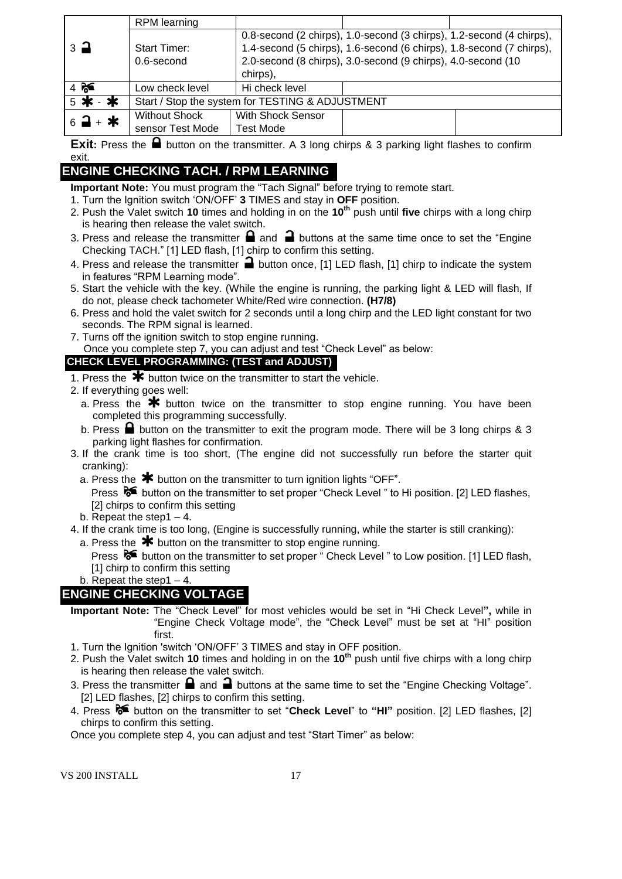|  | RPM learning |  |  |  |
|---|---|---|---|---|
| 3 🔓 | Start Timer: 0.6-second | 0.8-second (2 chirps), 1.0-second (3 chirps), 1.2-second (4 chirps), 1.4-second (5 chirps), 1.6-second (6 chirps), 1.8-second (7 chirps), 2.0-second (8 chirps), 3.0-second (9 chirps), 4.0-second (10 chirps), |  |  |
| 4 🚗 | Low check level | Hi check level |  |  |
| 5 ✱ - ✱ | Start / Stop the system for TESTING & ADJUSTMENT |  |  |  |
| 6 🔓 + ✱ | Without Shock sensor Test Mode | With Shock Sensor Test Mode |  |  |

**Exit:** Press the 🔒 button on the transmitter. A 3 long chirps & 3 parking light flashes to confirm exit.

## ENGINE CHECKING TACH. / RPM LEARNING

**Important Note:** You must program the "Tach Signal" before trying to remote start.

1. Turn the Ignition switch 'ON/OFF' **3** TIMES and stay in **OFF** position.
2. Push the Valet switch **10** times and holding in on the **10th** push until **five** chirps with a long chirp is hearing then release the valet switch.
3. Press and release the transmitter 🔒 and 🔓 buttons at the same time once to set the "Engine Checking TACH." [1] LED flash, [1] chirp to confirm this setting.
4. Press and release the transmitter 🔓 button once, [1] LED flash, [1] chirp to indicate the system in features "RPM Learning mode".
5. Start the vehicle with the key. (While the engine is running, the parking light & LED will flash, If do not, please check tachometer White/Red wire connection. **(H7/8)**
6. Press and hold the valet switch for 2 seconds until a long chirp and the LED light constant for two seconds. The RPM signal is learned.
7. Turns off the ignition switch to stop engine running.

Once you complete step 7, you can adjust and test "Check Level" as below:

### CHECK LEVEL PROGRAMMING: (TEST and ADJUST)

1. Press the ✱ button twice on the transmitter to start the vehicle.
2. If everything goes well:
   a. Press the ✱ button twice on the transmitter to stop engine running. You have been completed this programming successfully.
   b. Press 🔒 button on the transmitter to exit the program mode. There will be 3 long chirps & 3 parking light flashes for confirmation.
3. If the crank time is too short, (The engine did not successfully run before the starter quit cranking):
   a. Press the ✱ button on the transmitter to turn ignition lights "OFF".
   Press 🚗 button on the transmitter to set proper "Check Level " to Hi position. [2] LED flashes, [2] chirps to confirm this setting
   b. Repeat the step1 – 4.
4. If the crank time is too long, (Engine is successfully running, while the starter is still cranking):
   a. Press the ✱ button on the transmitter to stop engine running.
   Press 🚗 button on the transmitter to set proper " Check Level " to Low position. [1] LED flash, [1] chirp to confirm this setting
   b. Repeat the step1 – 4.

## ENGINE CHECKING VOLTAGE

**Important Note:** The "Check Level" for most vehicles would be set in "Hi Check Level**",** while in "Engine Check Voltage mode", the "Check Level" must be set at "HI" position first.

1. Turn the Ignition 'switch 'ON/OFF' 3 TIMES and stay in OFF position.
2. Push the Valet switch **10** times and holding in on the **10th** push until five chirps with a long chirp is hearing then release the valet switch.
3. Press the transmitter 🔒 and 🔓 buttons at the same time to set the "Engine Checking Voltage". [2] LED flashes, [2] chirps to confirm this setting.
4. Press 🚗 button on the transmitter to set "**Check Level**" to **"HI"** position. [2] LED flashes, [2] chirps to confirm this setting.

Once you complete step 4, you can adjust and test "Start Timer" as below: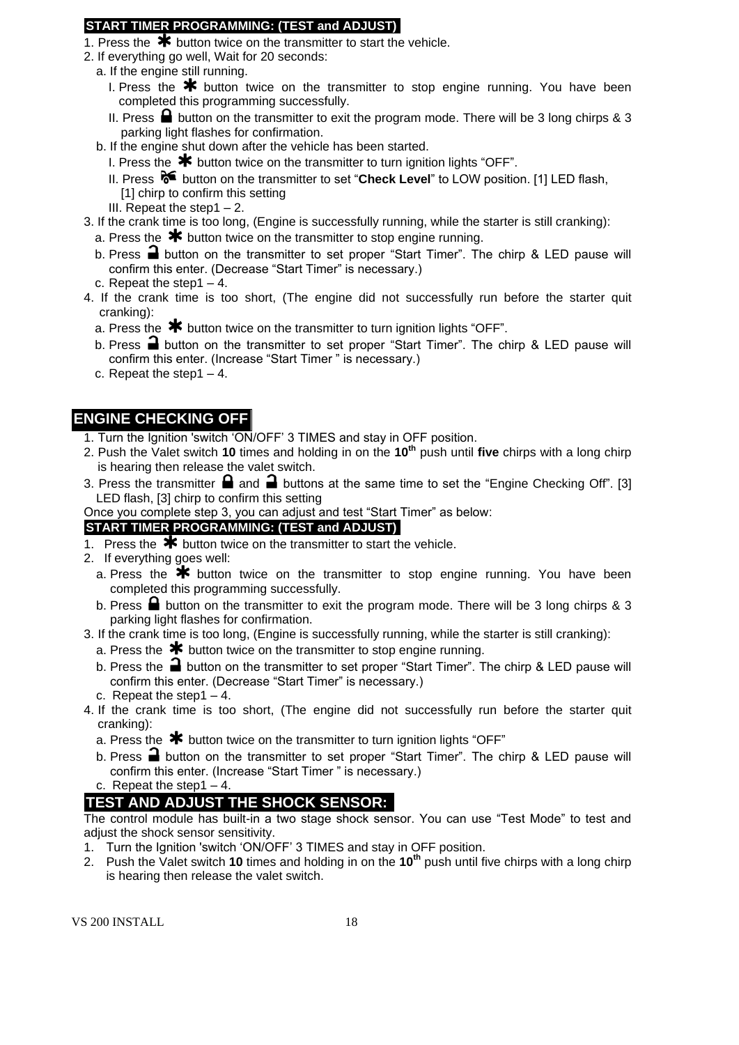**START TIMER PROGRAMMING: (TEST and ADJUST)**

1. Press the ✱ button twice on the transmitter to start the vehicle.
2. If everything go well, Wait for 20 seconds:
   a. If the engine still running.
      I. Press the ✱ button twice on the transmitter to stop engine running. You have been completed this programming successfully.
      II. Press 🔒 button on the transmitter to exit the program mode. There will be 3 long chirps & 3 parking light flashes for confirmation.
   b. If the engine shut down after the vehicle has been started.
      I. Press the ✱ button twice on the transmitter to turn ignition lights "OFF".
      II. Press 🔇 button on the transmitter to set "**Check Level**" to LOW position. [1] LED flash, [1] chirp to confirm this setting
      III. Repeat the step1 – 2.
3. If the crank time is too long, (Engine is successfully running, while the starter is still cranking):
   a. Press the ✱ button twice on the transmitter to stop engine running.
   b. Press 🔓 button on the transmitter to set proper "Start Timer". The chirp & LED pause will confirm this enter. (Decrease "Start Timer" is necessary.)
   c. Repeat the step1 – 4.
4. If the crank time is too short, (The engine did not successfully run before the starter quit cranking):
   a. Press the ✱ button twice on the transmitter to turn ignition lights "OFF".
   b. Press 🔓 button on the transmitter to set proper "Start Timer". The chirp & LED pause will confirm this enter. (Increase "Start Timer " is necessary.)
   c. Repeat the step1 – 4.

## ENGINE CHECKING OFF

1. Turn the Ignition 'switch 'ON/OFF' 3 TIMES and stay in OFF position.
2. Push the Valet switch **10** times and holding in on the **10th** push until **five** chirps with a long chirp is hearing then release the valet switch.
3. Press the transmitter 🔒 and 🔓 buttons at the same time to set the "Engine Checking Off". [3] LED flash, [3] chirp to confirm this setting

Once you complete step 3, you can adjust and test "Start Timer" as below:

**START TIMER PROGRAMMING: (TEST and ADJUST)**

1. Press the ✱ button twice on the transmitter to start the vehicle.
2. If everything goes well:
   a. Press the ✱ button twice on the transmitter to stop engine running. You have been completed this programming successfully.
   b. Press 🔒 button on the transmitter to exit the program mode. There will be 3 long chirps & 3 parking light flashes for confirmation.
3. If the crank time is too long, (Engine is successfully running, while the starter is still cranking):
   a. Press the ✱ button twice on the transmitter to stop engine running.
   b. Press the 🔓 button on the transmitter to set proper "Start Timer". The chirp & LED pause will confirm this enter. (Decrease "Start Timer" is necessary.)
   c. Repeat the step1 – 4.
4. If the crank time is too short, (The engine did not successfully run before the starter quit cranking):
   a. Press the ✱ button twice on the transmitter to turn ignition lights "OFF"
   b. Press 🔓 button on the transmitter to set proper "Start Timer". The chirp & LED pause will confirm this enter. (Increase "Start Timer " is necessary.)
   c. Repeat the step1 – 4.

## TEST AND ADJUST THE SHOCK SENSOR:

The control module has built-in a two stage shock sensor. You can use "Test Mode" to test and adjust the shock sensor sensitivity.

1. Turn the Ignition 'switch 'ON/OFF' 3 TIMES and stay in OFF position.
2. Push the Valet switch **10** times and holding in on the **10th** push until five chirps with a long chirp is hearing then release the valet switch.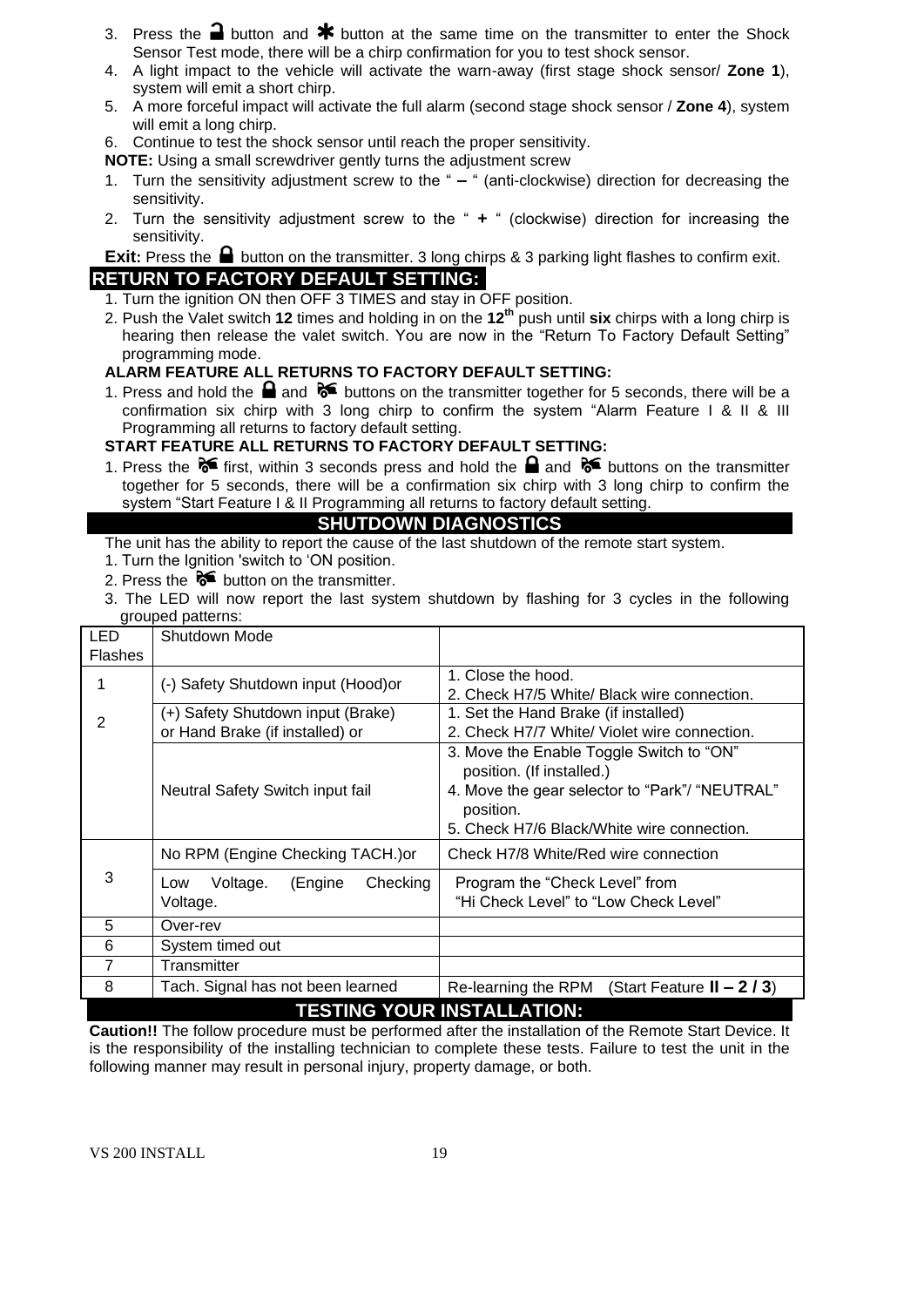3. Press the 🔒 button and ✱ button at the same time on the transmitter to enter the Shock Sensor Test mode, there will be a chirp confirmation for you to test shock sensor.
4. A light impact to the vehicle will activate the warn-away (first stage shock sensor/ **Zone 1**), system will emit a short chirp.
5. A more forceful impact will activate the full alarm (second stage shock sensor / **Zone 4**), system will emit a long chirp.
6. Continue to test the shock sensor until reach the proper sensitivity.

**NOTE:** Using a small screwdriver gently turns the adjustment screw

1. Turn the sensitivity adjustment screw to the " **–** " (anti-clockwise) direction for decreasing the sensitivity.
2. Turn the sensitivity adjustment screw to the " **+** " (clockwise) direction for increasing the sensitivity.

**Exit:** Press the 🔒 button on the transmitter. 3 long chirps & 3 parking light flashes to confirm exit.

## RETURN TO FACTORY DEFAULT SETTING:

1. Turn the ignition ON then OFF 3 TIMES and stay in OFF position.
2. Push the Valet switch **12** times and holding in on the **12th** push until **six** chirps with a long chirp is hearing then release the valet switch. You are now in the "Return To Factory Default Setting" programming mode.

### ALARM FEATURE ALL RETURNS TO FACTORY DEFAULT SETTING:

1. Press and hold the 🔒 and 🚗 buttons on the transmitter together for 5 seconds, there will be a confirmation six chirp with 3 long chirp to confirm the system "Alarm Feature I & II & III Programming all returns to factory default setting.

### START FEATURE ALL RETURNS TO FACTORY DEFAULT SETTING:

1. Press the 🚗 first, within 3 seconds press and hold the 🔒 and 🚗 buttons on the transmitter together for 5 seconds, there will be a confirmation six chirp with 3 long chirp to confirm the system "Start Feature I & II Programming all returns to factory default setting.

## SHUTDOWN DIAGNOSTICS

The unit has the ability to report the cause of the last shutdown of the remote start system.

1. Turn the Ignition 'switch to 'ON position.
2. Press the 🚗 button on the transmitter.
3. The LED will now report the last system shutdown by flashing for 3 cycles in the following grouped patterns:

| LED Flashes | Shutdown Mode | |
|---|---|---|
| 1 | (-) Safety Shutdown input (Hood)or | 1. Close the hood.<br>2. Check H7/5 White/ Black wire connection. |
| 2 | (+) Safety Shutdown input (Brake) or Hand Brake (if installed) or | 1. Set the Hand Brake (if installed)<br>2. Check H7/7 White/ Violet wire connection. |
| | Neutral Safety Switch input fail | 3. Move the Enable Toggle Switch to "ON" position. (If installed.)<br>4. Move the gear selector to "Park"/ "NEUTRAL" position.<br>5. Check H7/6 Black/White wire connection. |
| 3 | No RPM (Engine Checking TACH.)or | Check H7/8 White/Red wire connection |
| | Low Voltage. (Engine Checking Voltage. | Program the "Check Level" from "Hi Check Level" to "Low Check Level" |
| 5 | Over-rev | |
| 6 | System timed out | |
| 7 | Transmitter | |
| 8 | Tach. Signal has not been learned | Re-learning the RPM (Start Feature **II – 2 / 3**) |

## TESTING YOUR INSTALLATION:

**Caution!!** The follow procedure must be performed after the installation of the Remote Start Device. It is the responsibility of the installing technician to complete these tests. Failure to test the unit in the following manner may result in personal injury, property damage, or both.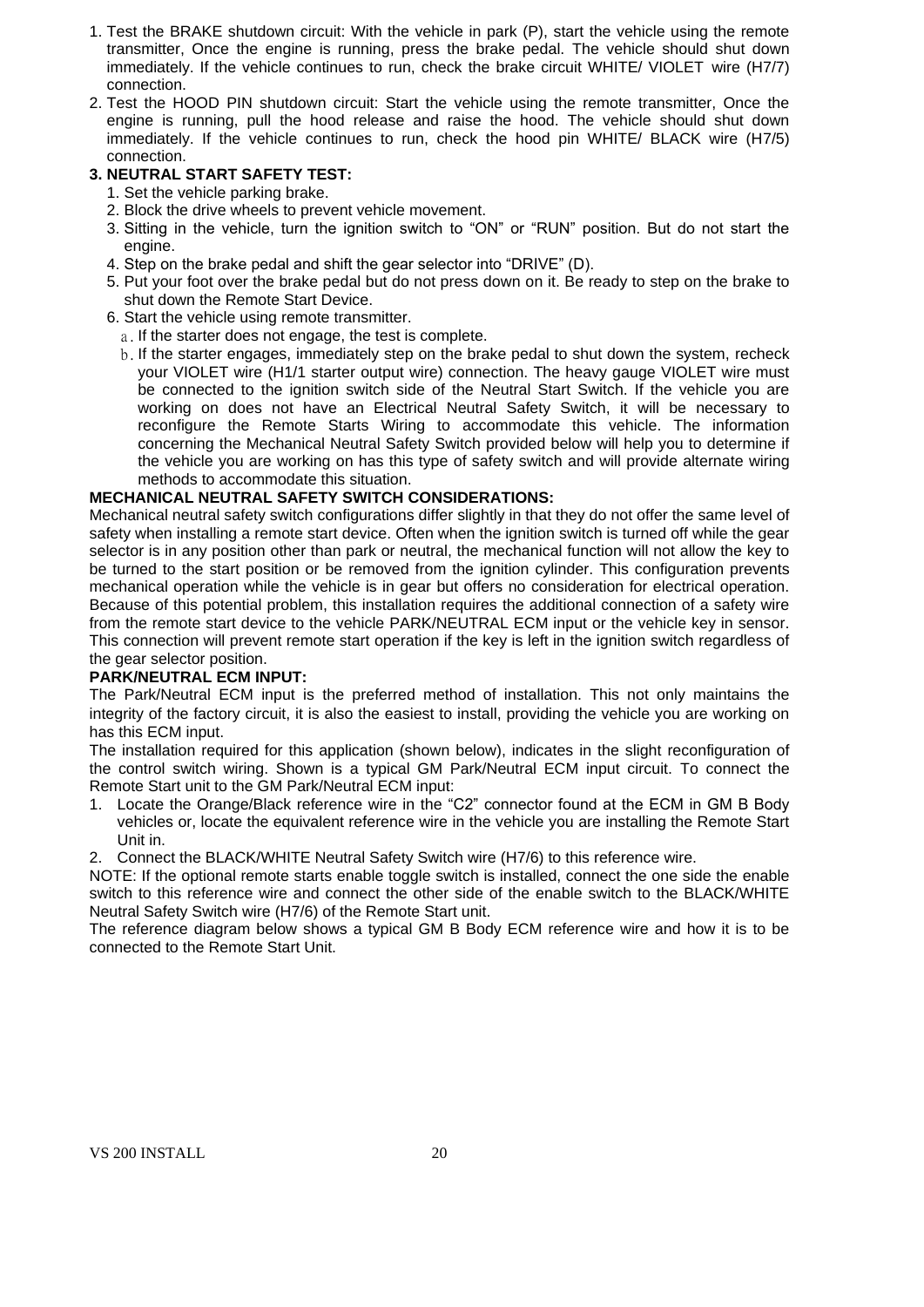1. Test the BRAKE shutdown circuit: With the vehicle in park (P), start the vehicle using the remote transmitter, Once the engine is running, press the brake pedal. The vehicle should shut down immediately. If the vehicle continues to run, check the brake circuit WHITE/ VIOLET wire (H7/7) connection.
2. Test the HOOD PIN shutdown circuit: Start the vehicle using the remote transmitter, Once the engine is running, pull the hood release and raise the hood. The vehicle should shut down immediately. If the vehicle continues to run, check the hood pin WHITE/ BLACK wire (H7/5) connection.

**3. NEUTRAL START SAFETY TEST:**

1. Set the vehicle parking brake.
2. Block the drive wheels to prevent vehicle movement.
3. Sitting in the vehicle, turn the ignition switch to "ON" or "RUN" position. But do not start the engine.
4. Step on the brake pedal and shift the gear selector into "DRIVE" (D).
5. Put your foot over the brake pedal but do not press down on it. Be ready to step on the brake to shut down the Remote Start Device.
6. Start the vehicle using remote transmitter.
   a. If the starter does not engage, the test is complete.
   b. If the starter engages, immediately step on the brake pedal to shut down the system, recheck your VIOLET wire (H1/1 starter output wire) connection. The heavy gauge VIOLET wire must be connected to the ignition switch side of the Neutral Start Switch. If the vehicle you are working on does not have an Electrical Neutral Safety Switch, it will be necessary to reconfigure the Remote Starts Wiring to accommodate this vehicle. The information concerning the Mechanical Neutral Safety Switch provided below will help you to determine if the vehicle you are working on has this type of safety switch and will provide alternate wiring methods to accommodate this situation.

**MECHANICAL NEUTRAL SAFETY SWITCH CONSIDERATIONS:**

Mechanical neutral safety switch configurations differ slightly in that they do not offer the same level of safety when installing a remote start device. Often when the ignition switch is turned off while the gear selector is in any position other than park or neutral, the mechanical function will not allow the key to be turned to the start position or be removed from the ignition cylinder. This configuration prevents mechanical operation while the vehicle is in gear but offers no consideration for electrical operation. Because of this potential problem, this installation requires the additional connection of a safety wire from the remote start device to the vehicle PARK/NEUTRAL ECM input or the vehicle key in sensor. This connection will prevent remote start operation if the key is left in the ignition switch regardless of the gear selector position.

**PARK/NEUTRAL ECM INPUT:**

The Park/Neutral ECM input is the preferred method of installation. This not only maintains the integrity of the factory circuit, it is also the easiest to install, providing the vehicle you are working on has this ECM input.

The installation required for this application (shown below), indicates in the slight reconfiguration of the control switch wiring. Shown is a typical GM Park/Neutral ECM input circuit. To connect the Remote Start unit to the GM Park/Neutral ECM input:

1. Locate the Orange/Black reference wire in the "C2" connector found at the ECM in GM B Body vehicles or, locate the equivalent reference wire in the vehicle you are installing the Remote Start Unit in.
2. Connect the BLACK/WHITE Neutral Safety Switch wire (H7/6) to this reference wire.

NOTE: If the optional remote starts enable toggle switch is installed, connect the one side the enable switch to this reference wire and connect the other side of the enable switch to the BLACK/WHITE Neutral Safety Switch wire (H7/6) of the Remote Start unit.

The reference diagram below shows a typical GM B Body ECM reference wire and how it is to be connected to the Remote Start Unit.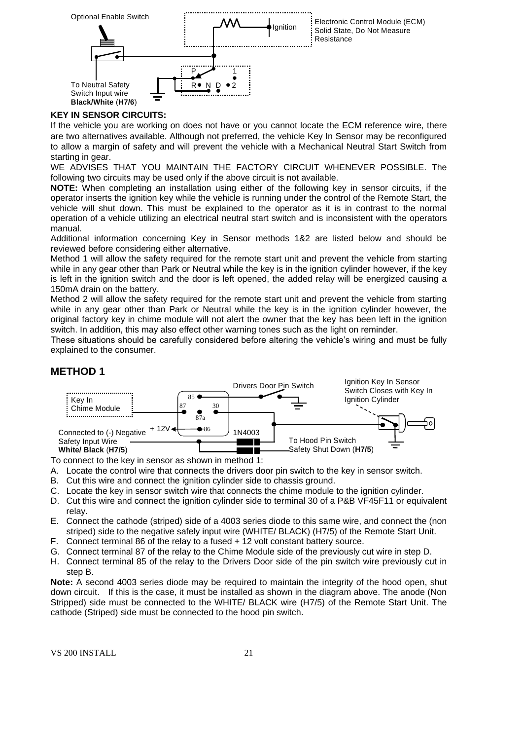Optional Enable Switch

Ignition

Electronic Control Module (ECM) Solid State, Do Not Measure Resistance

P 1

R N D 2

To Neutral Safety Switch Input wire **Black/White** (**H7/6**)

**KEY IN SENSOR CIRCUITS:**

If the vehicle you are working on does not have or you cannot locate the ECM reference wire, there are two alternatives available. Although not preferred, the vehicle Key In Sensor may be reconfigured to allow a margin of safety and will prevent the vehicle with a Mechanical Neutral Start Switch from starting in gear.

WE ADVISES THAT YOU MAINTAIN THE FACTORY CIRCUIT WHENEVER POSSIBLE. The following two circuits may be used only if the above circuit is not available.

**NOTE:** When completing an installation using either of the following key in sensor circuits, if the operator inserts the ignition key while the vehicle is running under the control of the Remote Start, the vehicle will shut down. This must be explained to the operator as it is in contrast to the normal operation of a vehicle utilizing an electrical neutral start switch and is inconsistent with the operators manual.

Additional information concerning Key in Sensor methods 1&2 are listed below and should be reviewed before considering either alternative.

Method 1 will allow the safety required for the remote start unit and prevent the vehicle from starting while in any gear other than Park or Neutral while the key is in the ignition cylinder however, if the key is left in the ignition switch and the door is left opened, the added relay will be energized causing a 150mA drain on the battery.

Method 2 will allow the safety required for the remote start unit and prevent the vehicle from starting while in any gear other than Park or Neutral while the key is in the ignition cylinder however, the original factory key in chime module will not alert the owner that the key has been left in the ignition switch. In addition, this may also effect other warning tones such as the light on reminder.

These situations should be carefully considered before altering the vehicle's wiring and must be fully explained to the consumer.

## METHOD 1

Key In Chime Module

85 87 30 87a 86

+ 12V

Drivers Door Pin Switch

Ignition Key In Sensor Switch Closes with Key In Ignition Cylinder

Connected to (-) Negative Safety Input Wire **White/ Black** (**H7/5**)

1N4003

To Hood Pin Switch Safety Shut Down (**H7/5**)

To connect to the key in sensor as shown in method 1:

A. Locate the control wire that connects the drivers door pin switch to the key in sensor switch.
B. Cut this wire and connect the ignition cylinder side to chassis ground.
C. Locate the key in sensor switch wire that connects the chime module to the ignition cylinder.
D. Cut this wire and connect the ignition cylinder side to terminal 30 of a P&B VF45F11 or equivalent relay.
E. Connect the cathode (striped) side of a 4003 series diode to this same wire, and connect the (non striped) side to the negative safely input wire (WHITE/ BLACK) (H7/5) of the Remote Start Unit.
F. Connect terminal 86 of the relay to a fused + 12 volt constant battery source.
G. Connect terminal 87 of the relay to the Chime Module side of the previously cut wire in step D.
H. Connect terminal 85 of the relay to the Drivers Door side of the pin switch wire previously cut in step B.

**Note:** A second 4003 series diode may be required to maintain the integrity of the hood open, shut down circuit. If this is the case, it must be installed as shown in the diagram above. The anode (Non Stripped) side must be connected to the WHITE/ BLACK wire (H7/5) of the Remote Start Unit. The cathode (Striped) side must be connected to the hood pin switch.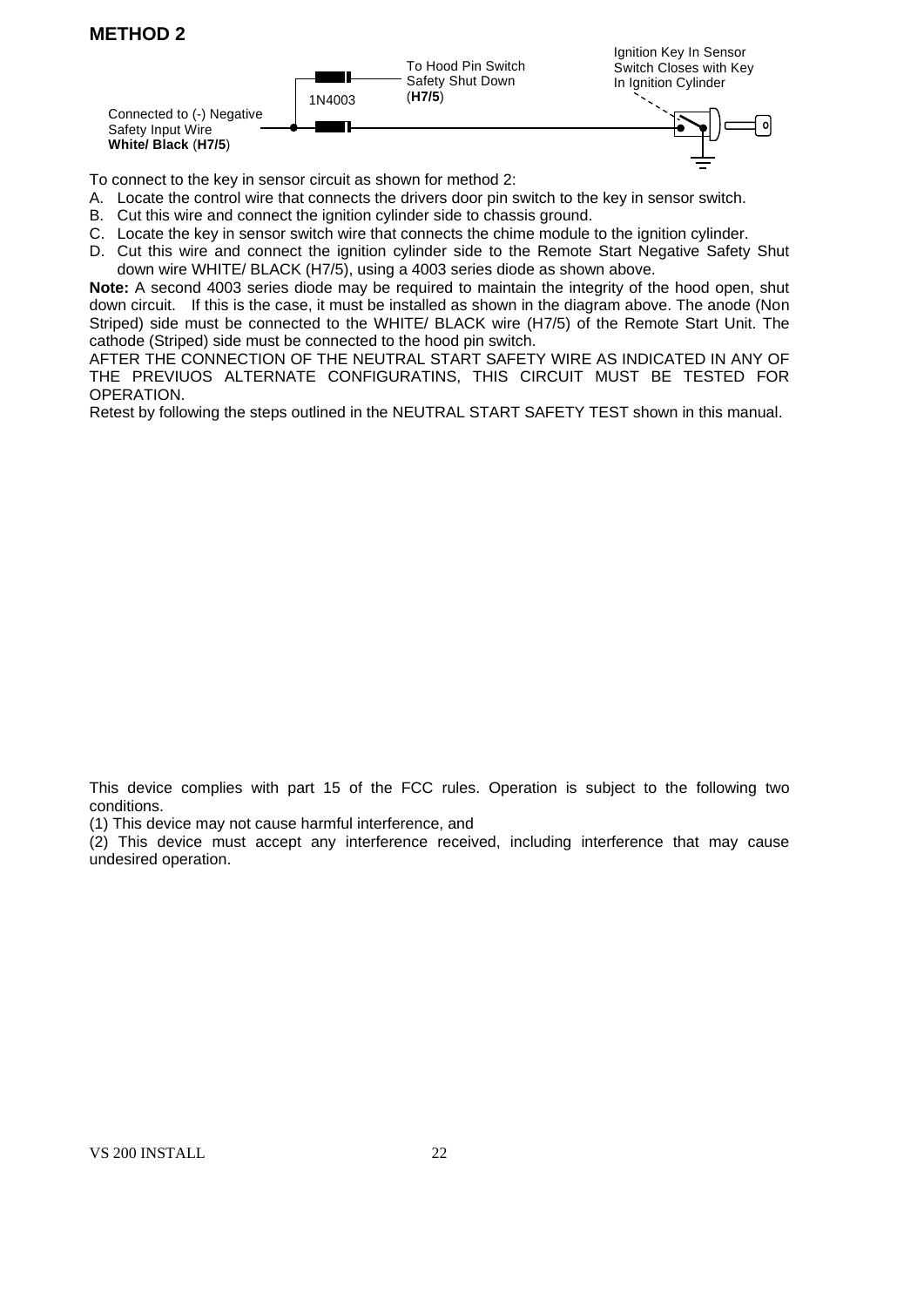## METHOD 2

Ignition Key In Sensor Switch Closes with Key In Ignition Cylinder

To Hood Pin Switch Safety Shut Down (**H7/5**)

1N4003

Connected to (-) Negative Safety Input Wire **White/ Black** (**H7/5**)

To connect to the key in sensor circuit as shown for method 2:

A. Locate the control wire that connects the drivers door pin switch to the key in sensor switch.
B. Cut this wire and connect the ignition cylinder side to chassis ground.
C. Locate the key in sensor switch wire that connects the chime module to the ignition cylinder.
D. Cut this wire and connect the ignition cylinder side to the Remote Start Negative Safety Shut down wire WHITE/ BLACK (H7/5), using a 4003 series diode as shown above.

**Note:** A second 4003 series diode may be required to maintain the integrity of the hood open, shut down circuit. If this is the case, it must be installed as shown in the diagram above. The anode (Non Striped) side must be connected to the WHITE/ BLACK wire (H7/5) of the Remote Start Unit. The cathode (Striped) side must be connected to the hood pin switch.

AFTER THE CONNECTION OF THE NEUTRAL START SAFETY WIRE AS INDICATED IN ANY OF THE PREVIUOS ALTERNATE CONFIGURATINS, THIS CIRCUIT MUST BE TESTED FOR OPERATION.

Retest by following the steps outlined in the NEUTRAL START SAFETY TEST shown in this manual.

This device complies with part 15 of the FCC rules. Operation is subject to the following two conditions.

(1) This device may not cause harmful interference, and

(2) This device must accept any interference received, including interference that may cause undesired operation.